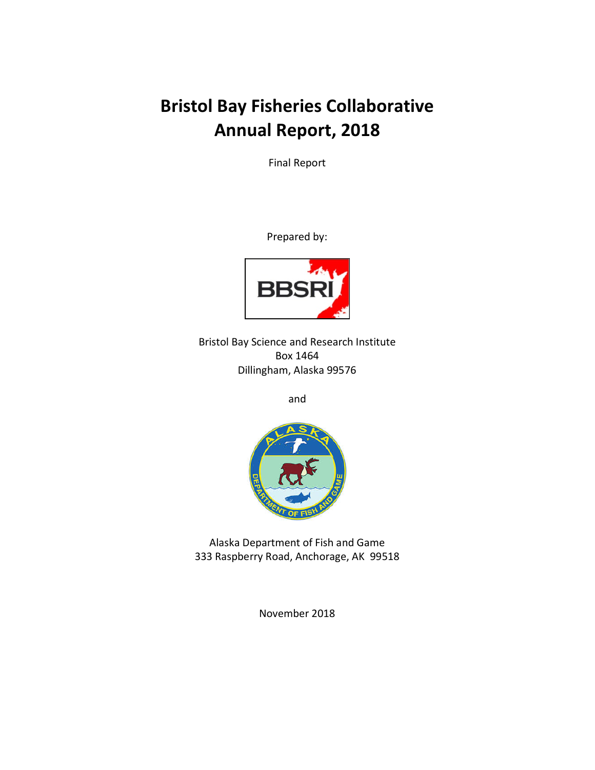# Bristol Bay Fisheries Collaborative Annual Report, 2018

Final Report

Prepared by:

Bristol Bay Science and Research Institute
Box 1464
Dillingham, Alaska 99576

and

Alaska Department of Fish and Game
333 Raspberry Road, Anchorage, AK 99518

November 2018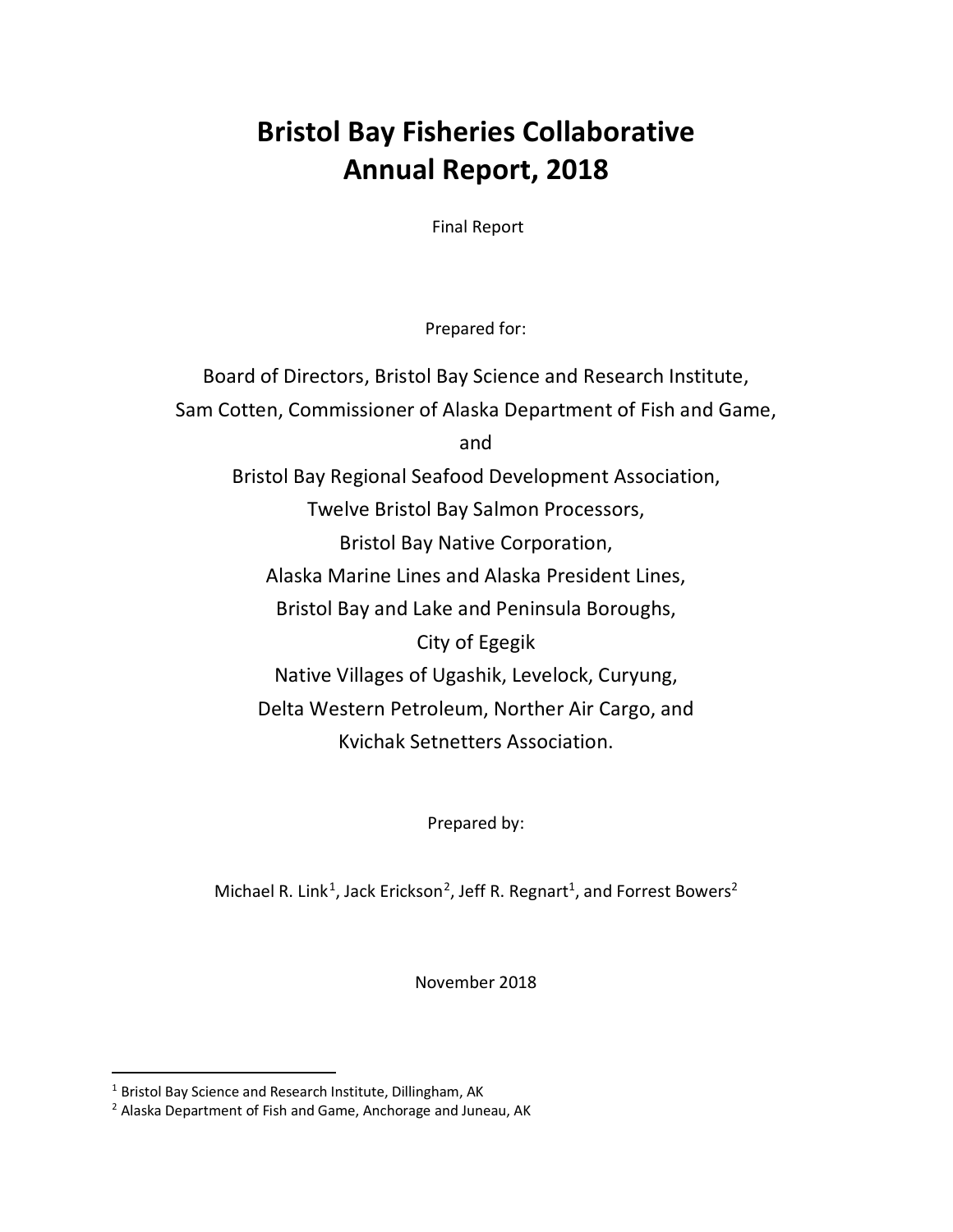# Bristol Bay Fisheries Collaborative Annual Report, 2018

Final Report

Prepared for:

Board of Directors, Bristol Bay Science and Research Institute,
Sam Cotten, Commissioner of Alaska Department of Fish and Game,
and
Bristol Bay Regional Seafood Development Association,
Twelve Bristol Bay Salmon Processors,
Bristol Bay Native Corporation,
Alaska Marine Lines and Alaska President Lines,
Bristol Bay and Lake and Peninsula Boroughs,
City of Egegik
Native Villages of Ugashik, Levelock, Curyung,
Delta Western Petroleum, Norther Air Cargo, and
Kvichak Setnetters Association.

Prepared by:

Michael R. Link[1], Jack Erickson[2], Jeff R. Regnart[1], and Forrest Bowers[2]

November 2018

---

[1] Bristol Bay Science and Research Institute, Dillingham, AK
[2] Alaska Department of Fish and Game, Anchorage and Juneau, AK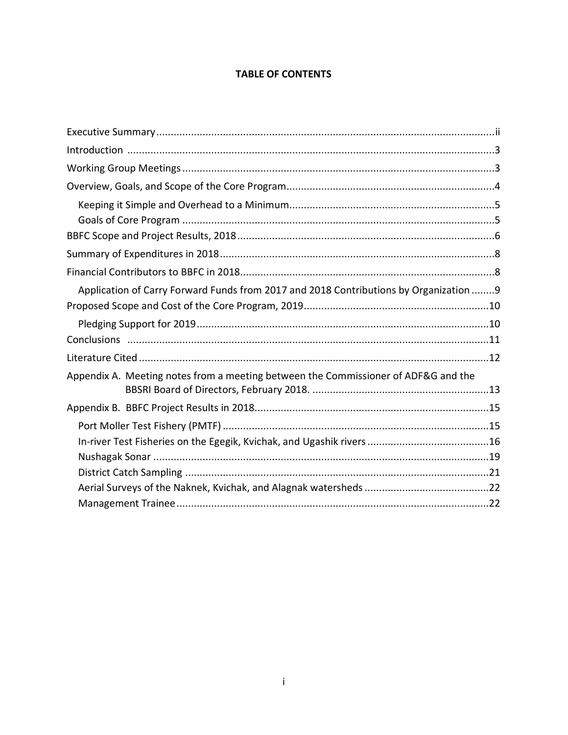**TABLE OF CONTENTS**

Executive Summary .......... ii

Introduction .......... 3

Working Group Meetings .......... 3

Overview, Goals, and Scope of the Core Program .......... 4

- Keeping it Simple and Overhead to a Minimum .......... 5
- Goals of Core Program .......... 5

BBFC Scope and Project Results, 2018 .......... 6

Summary of Expenditures in 2018 .......... 8

Financial Contributors to BBFC in 2018 .......... 8

- Application of Carry Forward Funds from 2017 and 2018 Contributions by Organization .......... 9

Proposed Scope and Cost of the Core Program, 2019 .......... 10

- Pledging Support for 2019 .......... 10

Conclusions .......... 11

Literature Cited .......... 12

Appendix A. Meeting notes from a meeting between the Commissioner of ADF&G and the BBSRI Board of Directors, February 2018. .......... 13

Appendix B. BBFC Project Results in 2018 .......... 15

- Port Moller Test Fishery (PMTF) .......... 15
- In-river Test Fisheries on the Egegik, Kvichak, and Ugashik rivers .......... 16
- Nushagak Sonar .......... 19
- District Catch Sampling .......... 21
- Aerial Surveys of the Naknek, Kvichak, and Alagnak watersheds .......... 22
- Management Trainee .......... 22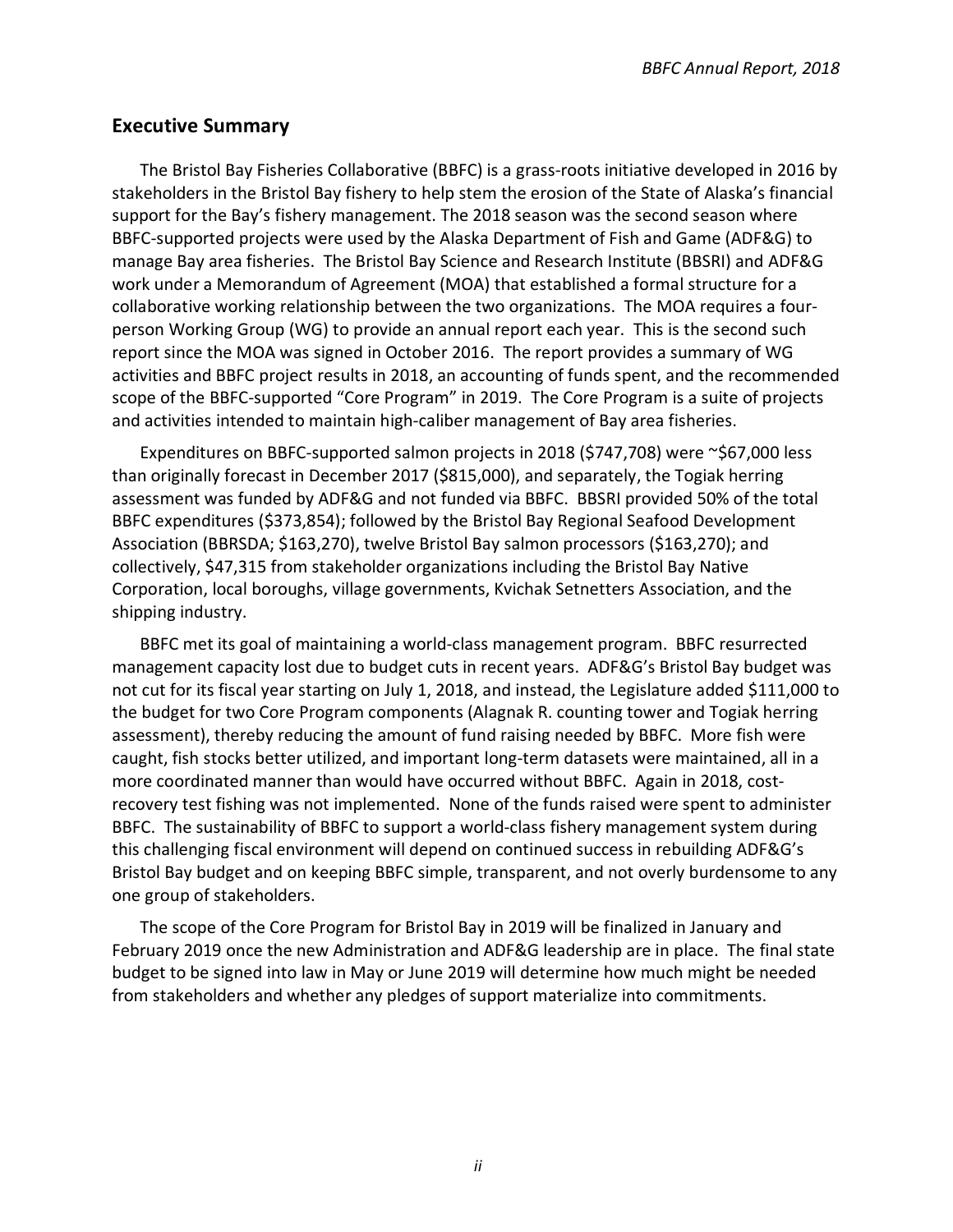## Executive Summary

The Bristol Bay Fisheries Collaborative (BBFC) is a grass-roots initiative developed in 2016 by stakeholders in the Bristol Bay fishery to help stem the erosion of the State of Alaska's financial support for the Bay's fishery management. The 2018 season was the second season where BBFC-supported projects were used by the Alaska Department of Fish and Game (ADF&G) to manage Bay area fisheries. The Bristol Bay Science and Research Institute (BBSRI) and ADF&G work under a Memorandum of Agreement (MOA) that established a formal structure for a collaborative working relationship between the two organizations. The MOA requires a four-person Working Group (WG) to provide an annual report each year. This is the second such report since the MOA was signed in October 2016. The report provides a summary of WG activities and BBFC project results in 2018, an accounting of funds spent, and the recommended scope of the BBFC-supported "Core Program" in 2019. The Core Program is a suite of projects and activities intended to maintain high-caliber management of Bay area fisheries.

Expenditures on BBFC-supported salmon projects in 2018 ($747,708) were ~$67,000 less than originally forecast in December 2017 ($815,000), and separately, the Togiak herring assessment was funded by ADF&G and not funded via BBFC. BBSRI provided 50% of the total BBFC expenditures ($373,854); followed by the Bristol Bay Regional Seafood Development Association (BBRSDA; $163,270), twelve Bristol Bay salmon processors ($163,270); and collectively, $47,315 from stakeholder organizations including the Bristol Bay Native Corporation, local boroughs, village governments, Kvichak Setnetters Association, and the shipping industry.

BBFC met its goal of maintaining a world-class management program. BBFC resurrected management capacity lost due to budget cuts in recent years. ADF&G's Bristol Bay budget was not cut for its fiscal year starting on July 1, 2018, and instead, the Legislature added $111,000 to the budget for two Core Program components (Alagnak R. counting tower and Togiak herring assessment), thereby reducing the amount of fund raising needed by BBFC. More fish were caught, fish stocks better utilized, and important long-term datasets were maintained, all in a more coordinated manner than would have occurred without BBFC. Again in 2018, cost-recovery test fishing was not implemented. None of the funds raised were spent to administer BBFC. The sustainability of BBFC to support a world-class fishery management system during this challenging fiscal environment will depend on continued success in rebuilding ADF&G's Bristol Bay budget and on keeping BBFC simple, transparent, and not overly burdensome to any one group of stakeholders.

The scope of the Core Program for Bristol Bay in 2019 will be finalized in January and February 2019 once the new Administration and ADF&G leadership are in place. The final state budget to be signed into law in May or June 2019 will determine how much might be needed from stakeholders and whether any pledges of support materialize into commitments.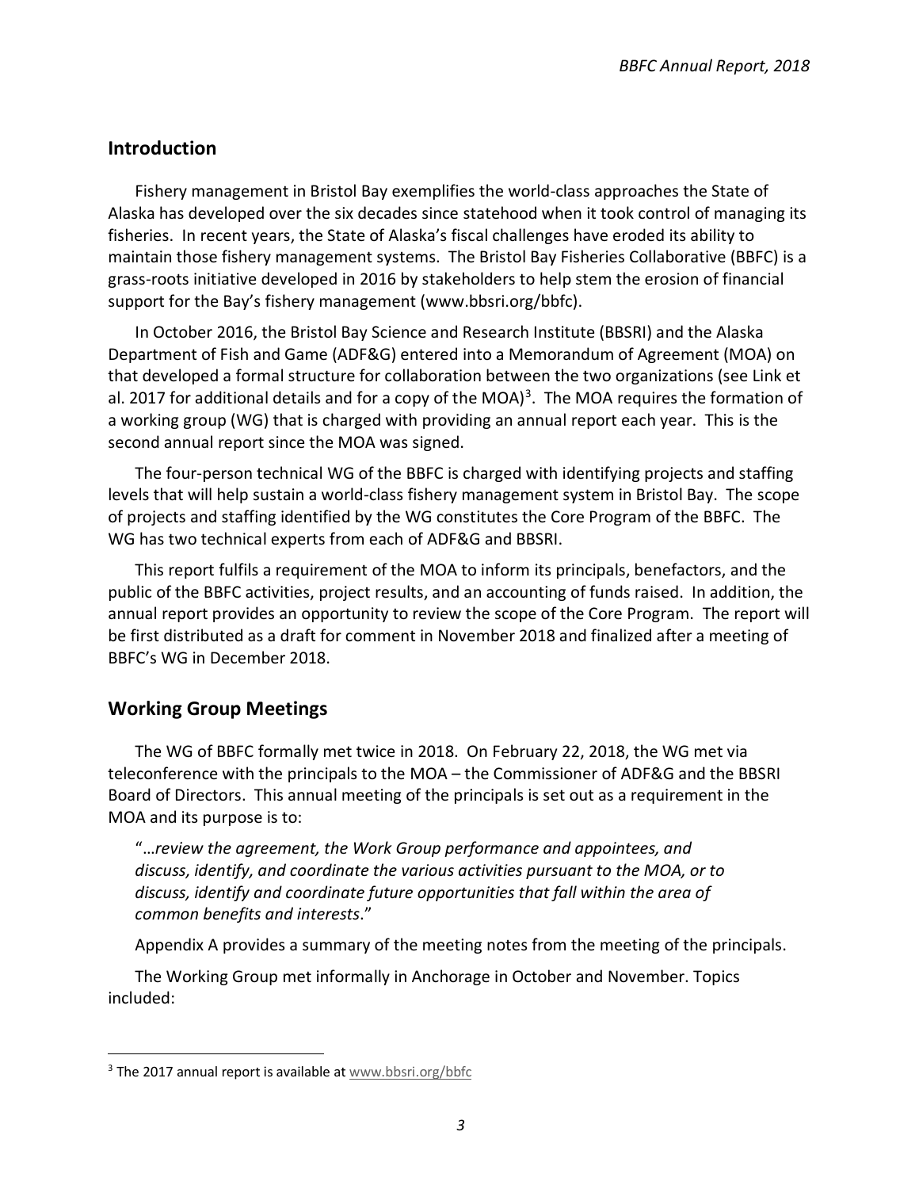## Introduction

Fishery management in Bristol Bay exemplifies the world-class approaches the State of Alaska has developed over the six decades since statehood when it took control of managing its fisheries. In recent years, the State of Alaska's fiscal challenges have eroded its ability to maintain those fishery management systems. The Bristol Bay Fisheries Collaborative (BBFC) is a grass-roots initiative developed in 2016 by stakeholders to help stem the erosion of financial support for the Bay's fishery management (www.bbsri.org/bbfc).

In October 2016, the Bristol Bay Science and Research Institute (BBSRI) and the Alaska Department of Fish and Game (ADF&G) entered into a Memorandum of Agreement (MOA) on that developed a formal structure for collaboration between the two organizations (see Link et al. 2017 for additional details and for a copy of the MOA)[3]. The MOA requires the formation of a working group (WG) that is charged with providing an annual report each year. This is the second annual report since the MOA was signed.

The four-person technical WG of the BBFC is charged with identifying projects and staffing levels that will help sustain a world-class fishery management system in Bristol Bay. The scope of projects and staffing identified by the WG constitutes the Core Program of the BBFC. The WG has two technical experts from each of ADF&G and BBSRI.

This report fulfils a requirement of the MOA to inform its principals, benefactors, and the public of the BBFC activities, project results, and an accounting of funds raised. In addition, the annual report provides an opportunity to review the scope of the Core Program. The report will be first distributed as a draft for comment in November 2018 and finalized after a meeting of BBFC's WG in December 2018.

## Working Group Meetings

The WG of BBFC formally met twice in 2018. On February 22, 2018, the WG met via teleconference with the principals to the MOA – the Commissioner of ADF&G and the BBSRI Board of Directors. This annual meeting of the principals is set out as a requirement in the MOA and its purpose is to:

> "*…review the agreement, the Work Group performance and appointees, and discuss, identify, and coordinate the various activities pursuant to the MOA, or to discuss, identify and coordinate future opportunities that fall within the area of common benefits and interests*."

Appendix A provides a summary of the meeting notes from the meeting of the principals.

The Working Group met informally in Anchorage in October and November. Topics included:

---

[3] The 2017 annual report is available at www.bbsri.org/bbfc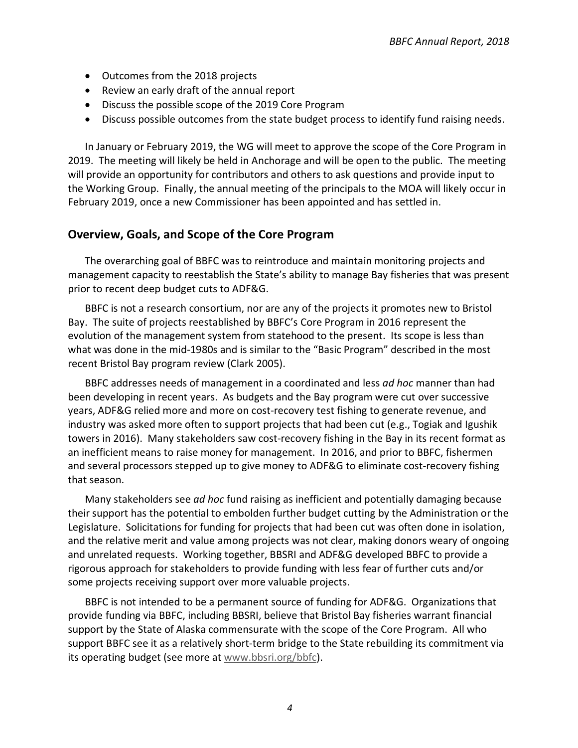- Outcomes from the 2018 projects
- Review an early draft of the annual report
- Discuss the possible scope of the 2019 Core Program
- Discuss possible outcomes from the state budget process to identify fund raising needs.

In January or February 2019, the WG will meet to approve the scope of the Core Program in 2019. The meeting will likely be held in Anchorage and will be open to the public. The meeting will provide an opportunity for contributors and others to ask questions and provide input to the Working Group. Finally, the annual meeting of the principals to the MOA will likely occur in February 2019, once a new Commissioner has been appointed and has settled in.

## Overview, Goals, and Scope of the Core Program

The overarching goal of BBFC was to reintroduce and maintain monitoring projects and management capacity to reestablish the State's ability to manage Bay fisheries that was present prior to recent deep budget cuts to ADF&G.

BBFC is not a research consortium, nor are any of the projects it promotes new to Bristol Bay. The suite of projects reestablished by BBFC's Core Program in 2016 represent the evolution of the management system from statehood to the present. Its scope is less than what was done in the mid-1980s and is similar to the "Basic Program" described in the most recent Bristol Bay program review (Clark 2005).

BBFC addresses needs of management in a coordinated and less *ad hoc* manner than had been developing in recent years. As budgets and the Bay program were cut over successive years, ADF&G relied more and more on cost-recovery test fishing to generate revenue, and industry was asked more often to support projects that had been cut (e.g., Togiak and Igushik towers in 2016). Many stakeholders saw cost-recovery fishing in the Bay in its recent format as an inefficient means to raise money for management. In 2016, and prior to BBFC, fishermen and several processors stepped up to give money to ADF&G to eliminate cost-recovery fishing that season.

Many stakeholders see *ad hoc* fund raising as inefficient and potentially damaging because their support has the potential to embolden further budget cutting by the Administration or the Legislature. Solicitations for funding for projects that had been cut was often done in isolation, and the relative merit and value among projects was not clear, making donors weary of ongoing and unrelated requests. Working together, BBSRI and ADF&G developed BBFC to provide a rigorous approach for stakeholders to provide funding with less fear of further cuts and/or some projects receiving support over more valuable projects.

BBFC is not intended to be a permanent source of funding for ADF&G. Organizations that provide funding via BBFC, including BBSRI, believe that Bristol Bay fisheries warrant financial support by the State of Alaska commensurate with the scope of the Core Program. All who support BBFC see it as a relatively short-term bridge to the State rebuilding its commitment via its operating budget (see more at www.bbsri.org/bbfc).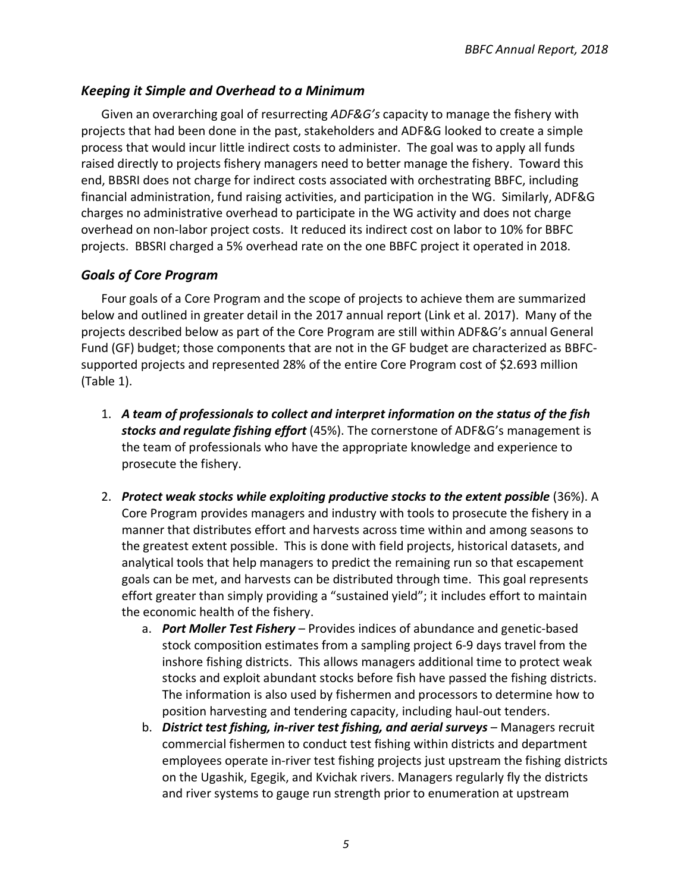### *Keeping it Simple and Overhead to a Minimum*

Given an overarching goal of resurrecting *ADF&G's* capacity to manage the fishery with projects that had been done in the past, stakeholders and ADF&G looked to create a simple process that would incur little indirect costs to administer. The goal was to apply all funds raised directly to projects fishery managers need to better manage the fishery. Toward this end, BBSRI does not charge for indirect costs associated with orchestrating BBFC, including financial administration, fund raising activities, and participation in the WG. Similarly, ADF&G charges no administrative overhead to participate in the WG activity and does not charge overhead on non-labor project costs. It reduced its indirect cost on labor to 10% for BBFC projects. BBSRI charged a 5% overhead rate on the one BBFC project it operated in 2018.

### *Goals of Core Program*

Four goals of a Core Program and the scope of projects to achieve them are summarized below and outlined in greater detail in the 2017 annual report (Link et al. 2017). Many of the projects described below as part of the Core Program are still within ADF&G's annual General Fund (GF) budget; those components that are not in the GF budget are characterized as BBFC-supported projects and represented 28% of the entire Core Program cost of $2.693 million (Table 1).

1. ***A team of professionals to collect and interpret information on the status of the fish stocks and regulate fishing effort*** (45%). The cornerstone of ADF&G's management is the team of professionals who have the appropriate knowledge and experience to prosecute the fishery.

2. ***Protect weak stocks while exploiting productive stocks to the extent possible*** (36%). A Core Program provides managers and industry with tools to prosecute the fishery in a manner that distributes effort and harvests across time within and among seasons to the greatest extent possible. This is done with field projects, historical datasets, and analytical tools that help managers to predict the remaining run so that escapement goals can be met, and harvests can be distributed through time. This goal represents effort greater than simply providing a "sustained yield"; it includes effort to maintain the economic health of the fishery.
    a. ***Port Moller Test Fishery*** – Provides indices of abundance and genetic-based stock composition estimates from a sampling project 6-9 days travel from the inshore fishing districts. This allows managers additional time to protect weak stocks and exploit abundant stocks before fish have passed the fishing districts. The information is also used by fishermen and processors to determine how to position harvesting and tendering capacity, including haul-out tenders.
    b. ***District test fishing, in-river test fishing, and aerial surveys*** – Managers recruit commercial fishermen to conduct test fishing within districts and department employees operate in-river test fishing projects just upstream the fishing districts on the Ugashik, Egegik, and Kvichak rivers. Managers regularly fly the districts and river systems to gauge run strength prior to enumeration at upstream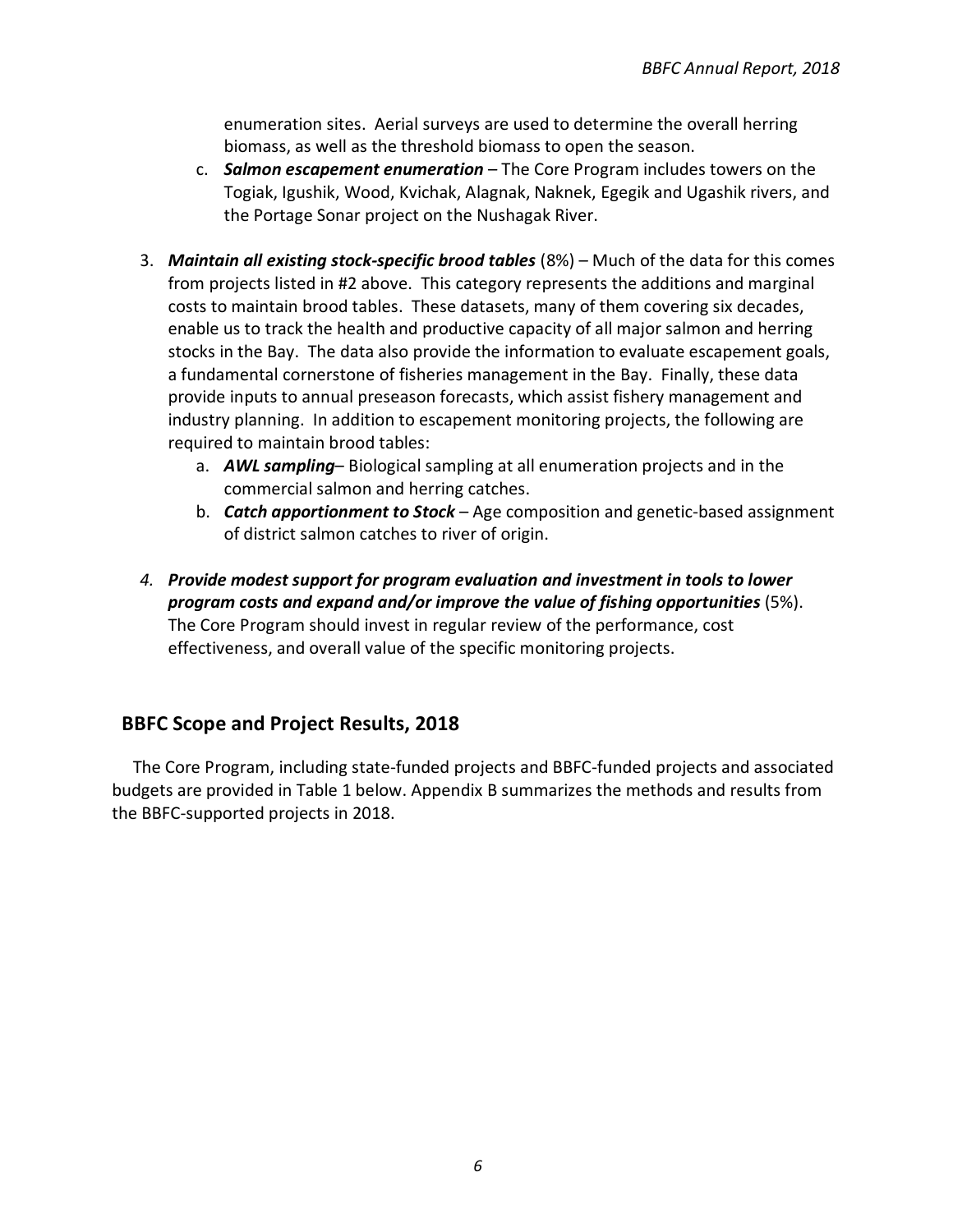enumeration sites. Aerial surveys are used to determine the overall herring biomass, as well as the threshold biomass to open the season.

   c. ***Salmon escapement enumeration*** – The Core Program includes towers on the Togiak, Igushik, Wood, Kvichak, Alagnak, Naknek, Egegik and Ugashik rivers, and the Portage Sonar project on the Nushagak River.

3. ***Maintain all existing stock-specific brood tables*** (8%) – Much of the data for this comes from projects listed in #2 above. This category represents the additions and marginal costs to maintain brood tables. These datasets, many of them covering six decades, enable us to track the health and productive capacity of all major salmon and herring stocks in the Bay. The data also provide the information to evaluate escapement goals, a fundamental cornerstone of fisheries management in the Bay. Finally, these data provide inputs to annual preseason forecasts, which assist fishery management and industry planning. In addition to escapement monitoring projects, the following are required to maintain brood tables:
   a. ***AWL sampling***– Biological sampling at all enumeration projects and in the commercial salmon and herring catches.
   b. ***Catch apportionment to Stock*** – Age composition and genetic-based assignment of district salmon catches to river of origin.

4. ***Provide modest support for program evaluation and investment in tools to lower program costs and expand and/or improve the value of fishing opportunities*** (5%). The Core Program should invest in regular review of the performance, cost effectiveness, and overall value of the specific monitoring projects.

## BBFC Scope and Project Results, 2018

The Core Program, including state-funded projects and BBFC-funded projects and associated budgets are provided in Table 1 below. Appendix B summarizes the methods and results from the BBFC-supported projects in 2018.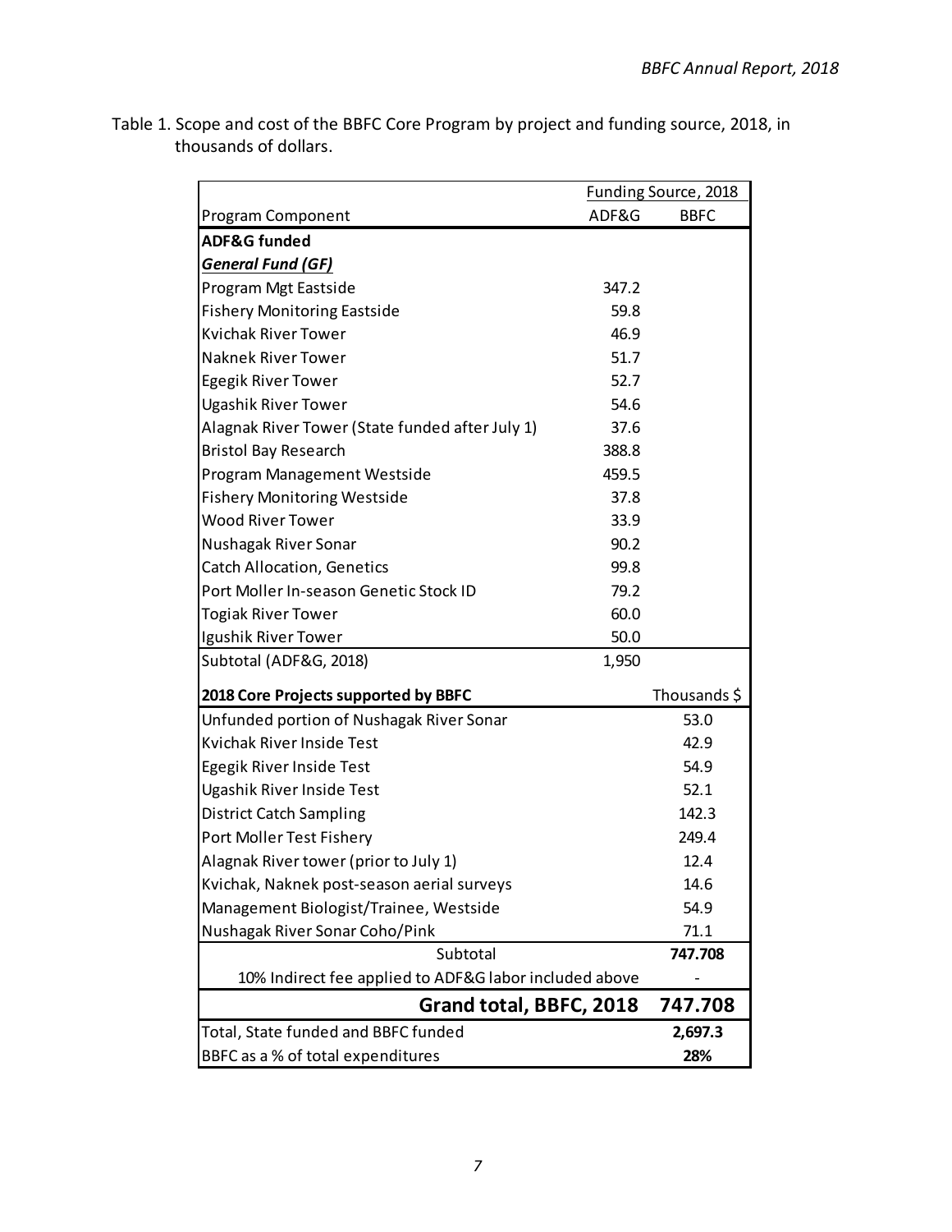Table 1. Scope and cost of the BBFC Core Program by project and funding source, 2018, in thousands of dollars.

| Program Component | Funding Source, 2018 ADF&G | BBFC |
|---|---|---|
| **ADF&G funded** | | |
| ***General Fund (GF)*** | | |
| Program Mgt Eastside | 347.2 | |
| Fishery Monitoring Eastside | 59.8 | |
| Kvichak River Tower | 46.9 | |
| Naknek River Tower | 51.7 | |
| Egegik River Tower | 52.7 | |
| Ugashik River Tower | 54.6 | |
| Alagnak River Tower (State funded after July 1) | 37.6 | |
| Bristol Bay Research | 388.8 | |
| Program Management Westside | 459.5 | |
| Fishery Monitoring Westside | 37.8 | |
| Wood River Tower | 33.9 | |
| Nushagak River Sonar | 90.2 | |
| Catch Allocation, Genetics | 99.8 | |
| Port Moller In-season Genetic Stock ID | 79.2 | |
| Togiak River Tower | 60.0 | |
| Igushik River Tower | 50.0 | |
| Subtotal (ADF&G, 2018) | 1,950 | |
| **2018 Core Projects supported by BBFC** | | Thousands $ |
| Unfunded portion of Nushagak River Sonar | | 53.0 |
| Kvichak River Inside Test | | 42.9 |
| Egegik River Inside Test | | 54.9 |
| Ugashik River Inside Test | | 52.1 |
| District Catch Sampling | | 142.3 |
| Port Moller Test Fishery | | 249.4 |
| Alagnak River tower (prior to July 1) | | 12.4 |
| Kvichak, Naknek post-season aerial surveys | | 14.6 |
| Management Biologist/Trainee, Westside | | 54.9 |
| Nushagak River Sonar Coho/Pink | | 71.1 |
| Subtotal | | **747.708** |
| 10% Indirect fee applied to ADF&G labor included above | | - |
| **Grand total, BBFC, 2018** | | **747.708** |
| Total, State funded and BBFC funded | | **2,697.3** |
| BBFC as a % of total expenditures | | **28%** |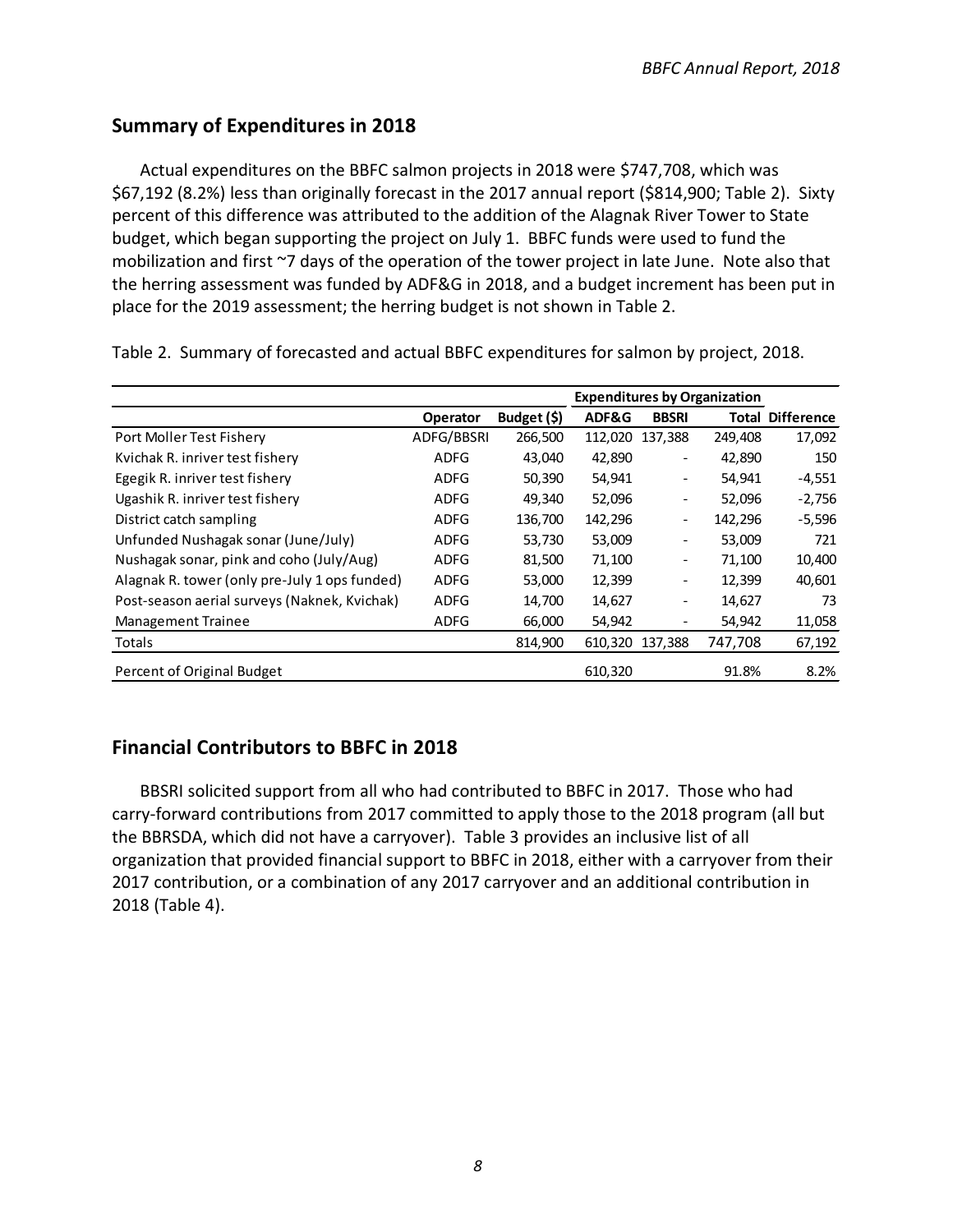## Summary of Expenditures in 2018

Actual expenditures on the BBFC salmon projects in 2018 were $747,708, which was $67,192 (8.2%) less than originally forecast in the 2017 annual report ($814,900; Table 2). Sixty percent of this difference was attributed to the addition of the Alagnak River Tower to State budget, which began supporting the project on July 1. BBFC funds were used to fund the mobilization and first ~7 days of the operation of the tower project in late June. Note also that the herring assessment was funded by ADF&G in 2018, and a budget increment has been put in place for the 2019 assessment; the herring budget is not shown in Table 2.

Table 2. Summary of forecasted and actual BBFC expenditures for salmon by project, 2018.

| | | | Expenditures by Organization | | | |
|---|---|---|---|---|---|---|
| | Operator | Budget ($) | ADF&G | BBSRI | Total | Difference |
| Port Moller Test Fishery | ADFG/BBSRI | 266,500 | 112,020 | 137,388 | 249,408 | 17,092 |
| Kvichak R. inriver test fishery | ADFG | 43,040 | 42,890 | - | 42,890 | 150 |
| Egegik R. inriver test fishery | ADFG | 50,390 | 54,941 | - | 54,941 | -4,551 |
| Ugashik R. inriver test fishery | ADFG | 49,340 | 52,096 | - | 52,096 | -2,756 |
| District catch sampling | ADFG | 136,700 | 142,296 | - | 142,296 | -5,596 |
| Unfunded Nushagak sonar (June/July) | ADFG | 53,730 | 53,009 | - | 53,009 | 721 |
| Nushagak sonar, pink and coho (July/Aug) | ADFG | 81,500 | 71,100 | - | 71,100 | 10,400 |
| Alagnak R. tower (only pre-July 1 ops funded) | ADFG | 53,000 | 12,399 | - | 12,399 | 40,601 |
| Post-season aerial surveys (Naknek, Kvichak) | ADFG | 14,700 | 14,627 | - | 14,627 | 73 |
| Management Trainee | ADFG | 66,000 | 54,942 | - | 54,942 | 11,058 |
| Totals | | 814,900 | 610,320 | 137,388 | 747,708 | 67,192 |
| Percent of Original Budget | | | 610,320 | | 91.8% | 8.2% |

## Financial Contributors to BBFC in 2018

BBSRI solicited support from all who had contributed to BBFC in 2017. Those who had carry-forward contributions from 2017 committed to apply those to the 2018 program (all but the BBRSDA, which did not have a carryover). Table 3 provides an inclusive list of all organization that provided financial support to BBFC in 2018, either with a carryover from their 2017 contribution, or a combination of any 2017 carryover and an additional contribution in 2018 (Table 4).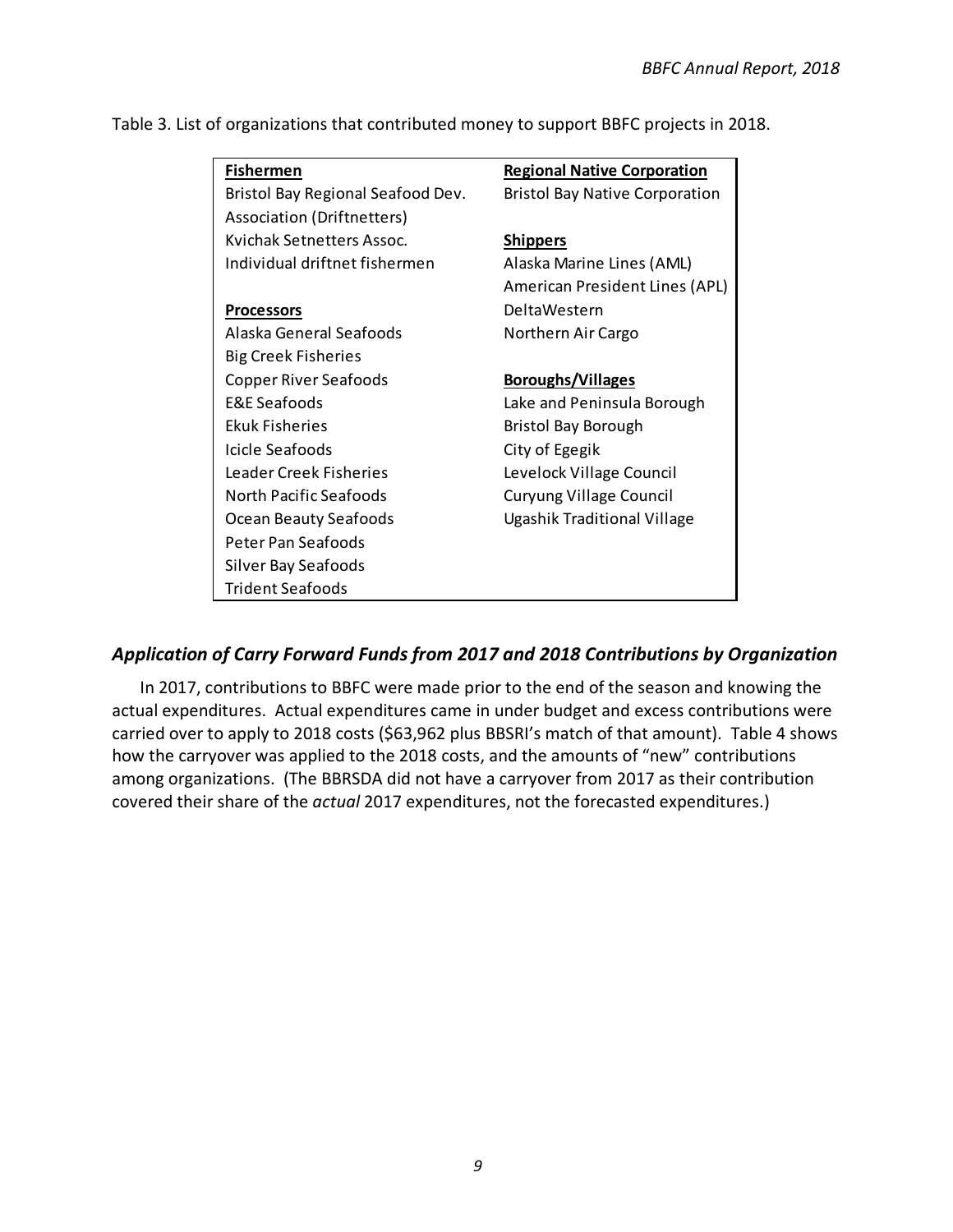Table 3. List of organizations that contributed money to support BBFC projects in 2018.

| **Fishermen** | **Regional Native Corporation** |
|---|---|
| Bristol Bay Regional Seafood Dev. Association (Driftnetters) | Bristol Bay Native Corporation |
| Kvichak Setnetters Assoc. | |
| Individual driftnet fishermen | **Shippers** |
| | Alaska Marine Lines (AML) |
| **Processors** | American President Lines (APL) |
| Alaska General Seafoods | DeltaWestern |
| Big Creek Fisheries | Northern Air Cargo |
| Copper River Seafoods | |
| E&E Seafoods | **Boroughs/Villages** |
| Ekuk Fisheries | Lake and Peninsula Borough |
| Icicle Seafoods | Bristol Bay Borough |
| Leader Creek Fisheries | City of Egegik |
| North Pacific Seafoods | Levelock Village Council |
| Ocean Beauty Seafoods | Curyung Village Council |
| Peter Pan Seafoods | Ugashik Traditional Village |
| Silver Bay Seafoods | |
| Trident Seafoods | |

## *Application of Carry Forward Funds from 2017 and 2018 Contributions by Organization*

In 2017, contributions to BBFC were made prior to the end of the season and knowing the actual expenditures. Actual expenditures came in under budget and excess contributions were carried over to apply to 2018 costs ($63,962 plus BBSRI's match of that amount). Table 4 shows how the carryover was applied to the 2018 costs, and the amounts of "new" contributions among organizations. (The BBRSDA did not have a carryover from 2017 as their contribution covered their share of the *actual* 2017 expenditures, not the forecasted expenditures.)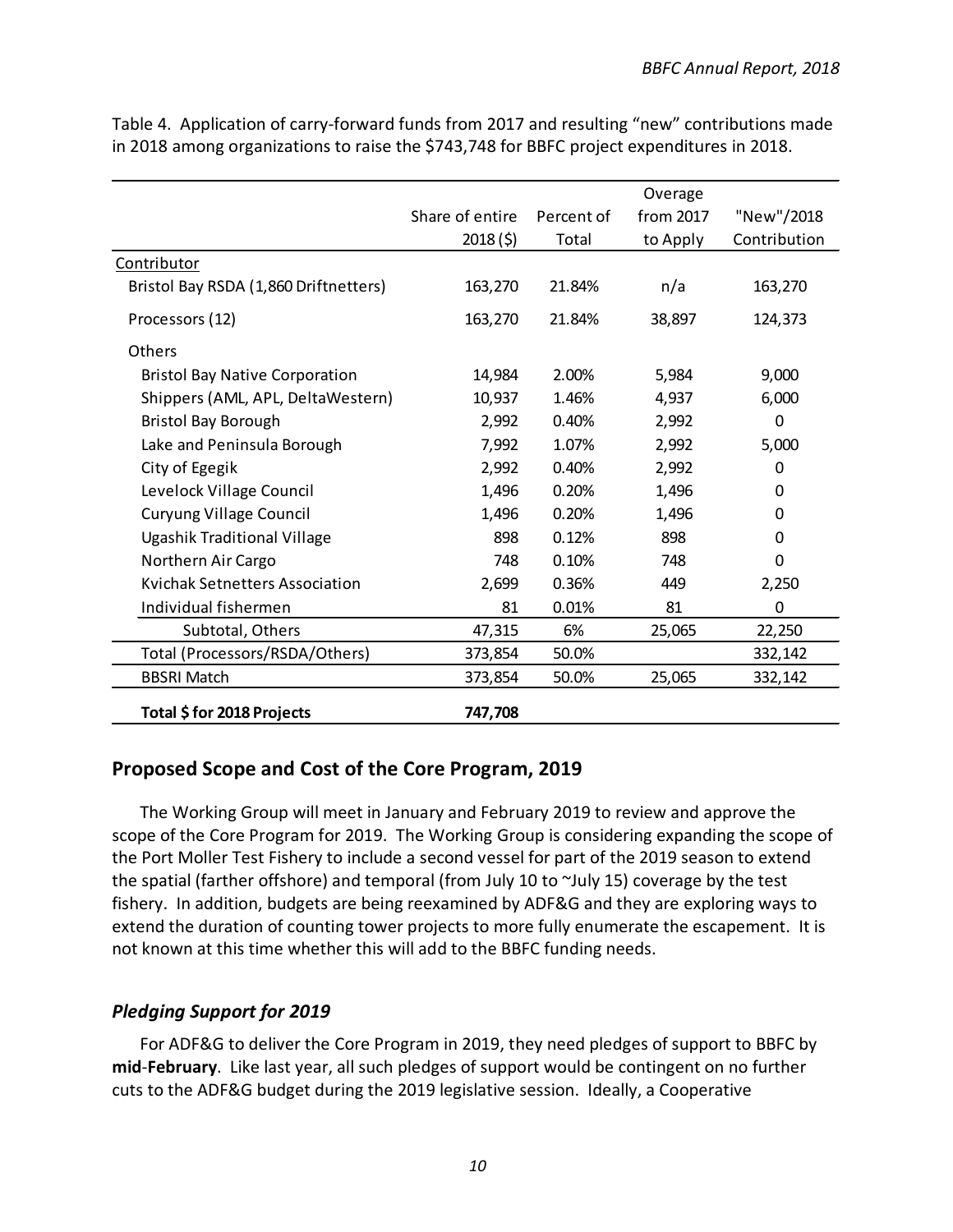Table 4. Application of carry-forward funds from 2017 and resulting "new" contributions made in 2018 among organizations to raise the $743,748 for BBFC project expenditures in 2018.

| | Share of entire 2018 ($) | Percent of Total | Overage from 2017 to Apply | "New"/2018 Contribution |
|---|---|---|---|---|
| Contributor | | | | |
| Bristol Bay RSDA (1,860 Driftnetters) | 163,270 | 21.84% | n/a | 163,270 |
| Processors (12) | 163,270 | 21.84% | 38,897 | 124,373 |
| Others | | | | |
| Bristol Bay Native Corporation | 14,984 | 2.00% | 5,984 | 9,000 |
| Shippers (AML, APL, DeltaWestern) | 10,937 | 1.46% | 4,937 | 6,000 |
| Bristol Bay Borough | 2,992 | 0.40% | 2,992 | 0 |
| Lake and Peninsula Borough | 7,992 | 1.07% | 2,992 | 5,000 |
| City of Egegik | 2,992 | 0.40% | 2,992 | 0 |
| Levelock Village Council | 1,496 | 0.20% | 1,496 | 0 |
| Curyung Village Council | 1,496 | 0.20% | 1,496 | 0 |
| Ugashik Traditional Village | 898 | 0.12% | 898 | 0 |
| Northern Air Cargo | 748 | 0.10% | 748 | 0 |
| Kvichak Setnetters Association | 2,699 | 0.36% | 449 | 2,250 |
| Individual fishermen | 81 | 0.01% | 81 | 0 |
| Subtotal, Others | 47,315 | 6% | 25,065 | 22,250 |
| Total (Processors/RSDA/Others) | 373,854 | 50.0% | | 332,142 |
| BBSRI Match | 373,854 | 50.0% | 25,065 | 332,142 |
| **Total $ for 2018 Projects** | **747,708** | | | |

## Proposed Scope and Cost of the Core Program, 2019

The Working Group will meet in January and February 2019 to review and approve the scope of the Core Program for 2019. The Working Group is considering expanding the scope of the Port Moller Test Fishery to include a second vessel for part of the 2019 season to extend the spatial (farther offshore) and temporal (from July 10 to ~July 15) coverage by the test fishery. In addition, budgets are being reexamined by ADF&G and they are exploring ways to extend the duration of counting tower projects to more fully enumerate the escapement. It is not known at this time whether this will add to the BBFC funding needs.

### *Pledging Support for 2019*

For ADF&G to deliver the Core Program in 2019, they need pledges of support to BBFC by **mid-February**. Like last year, all such pledges of support would be contingent on no further cuts to the ADF&G budget during the 2019 legislative session. Ideally, a Cooperative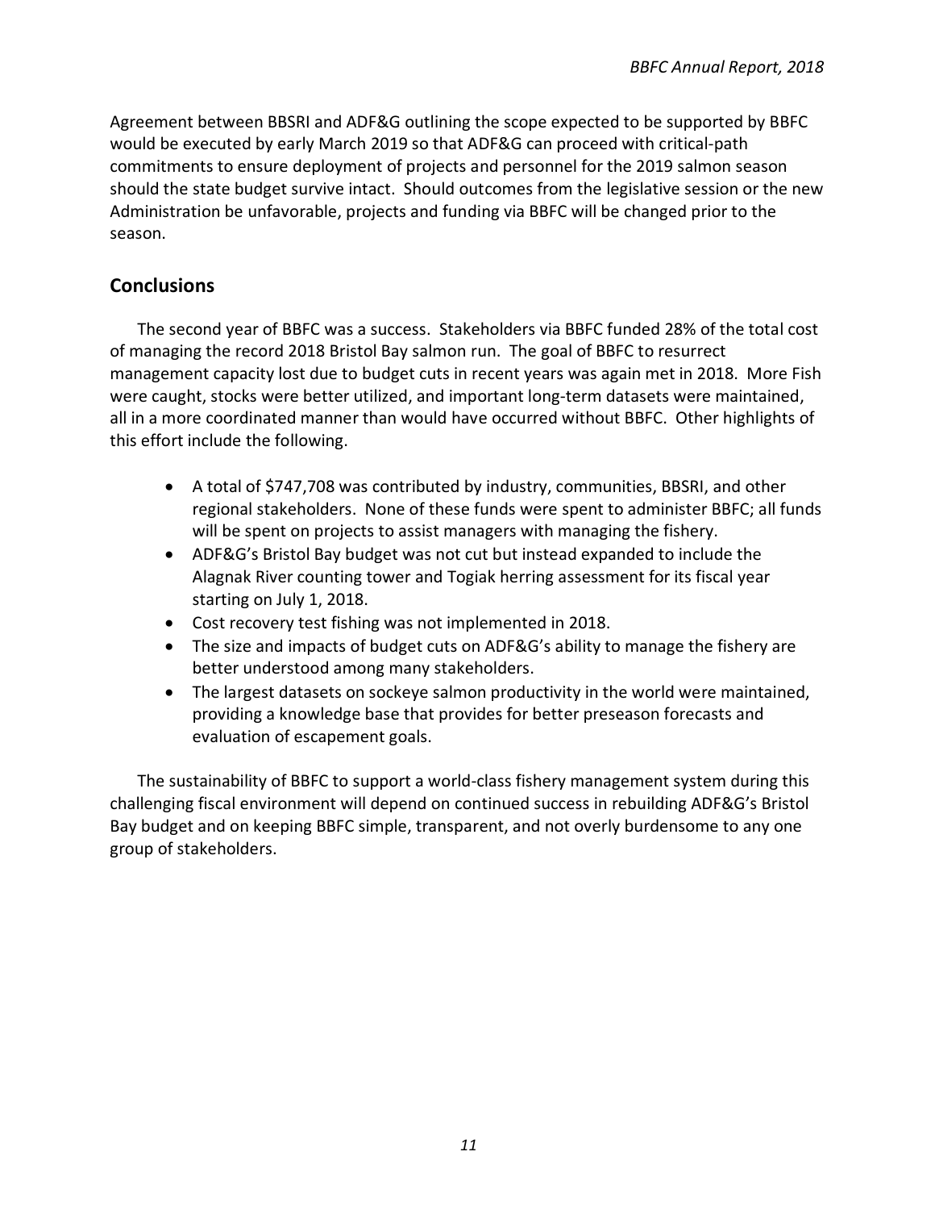Agreement between BBSRI and ADF&G outlining the scope expected to be supported by BBFC would be executed by early March 2019 so that ADF&G can proceed with critical-path commitments to ensure deployment of projects and personnel for the 2019 salmon season should the state budget survive intact. Should outcomes from the legislative session or the new Administration be unfavorable, projects and funding via BBFC will be changed prior to the season.

## Conclusions

The second year of BBFC was a success. Stakeholders via BBFC funded 28% of the total cost of managing the record 2018 Bristol Bay salmon run. The goal of BBFC to resurrect management capacity lost due to budget cuts in recent years was again met in 2018. More Fish were caught, stocks were better utilized, and important long-term datasets were maintained, all in a more coordinated manner than would have occurred without BBFC. Other highlights of this effort include the following.

- A total of $747,708 was contributed by industry, communities, BBSRI, and other regional stakeholders. None of these funds were spent to administer BBFC; all funds will be spent on projects to assist managers with managing the fishery.
- ADF&G's Bristol Bay budget was not cut but instead expanded to include the Alagnak River counting tower and Togiak herring assessment for its fiscal year starting on July 1, 2018.
- Cost recovery test fishing was not implemented in 2018.
- The size and impacts of budget cuts on ADF&G's ability to manage the fishery are better understood among many stakeholders.
- The largest datasets on sockeye salmon productivity in the world were maintained, providing a knowledge base that provides for better preseason forecasts and evaluation of escapement goals.

The sustainability of BBFC to support a world-class fishery management system during this challenging fiscal environment will depend on continued success in rebuilding ADF&G's Bristol Bay budget and on keeping BBFC simple, transparent, and not overly burdensome to any one group of stakeholders.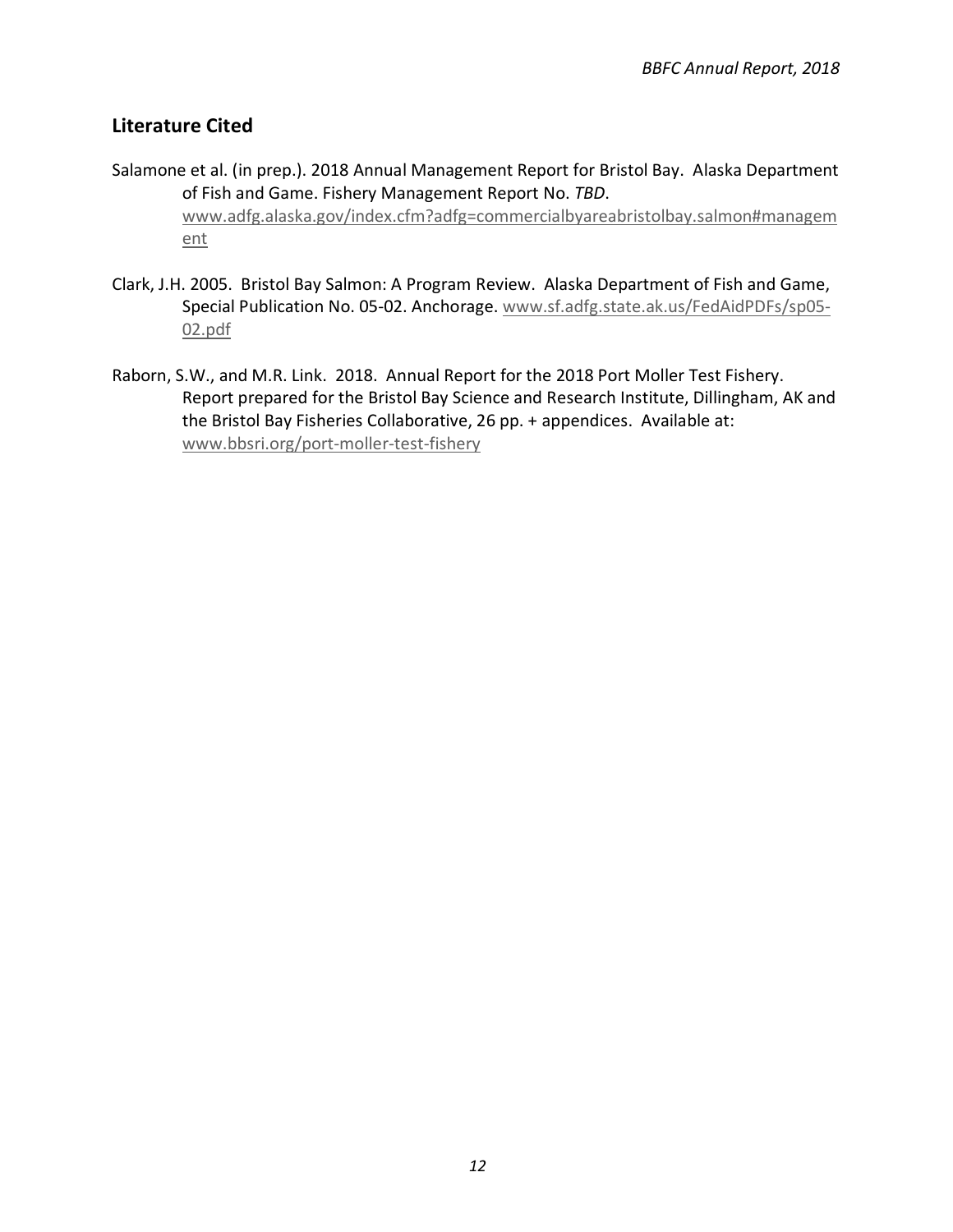## Literature Cited

Salamone et al. (in prep.). 2018 Annual Management Report for Bristol Bay. Alaska Department of Fish and Game. Fishery Management Report No. *TBD*. www.adfg.alaska.gov/index.cfm?adfg=commercialbyareabristolbay.salmon#management

Clark, J.H. 2005. Bristol Bay Salmon: A Program Review. Alaska Department of Fish and Game, Special Publication No. 05-02. Anchorage. www.sf.adfg.state.ak.us/FedAidPDFs/sp05-02.pdf

Raborn, S.W., and M.R. Link. 2018. Annual Report for the 2018 Port Moller Test Fishery. Report prepared for the Bristol Bay Science and Research Institute, Dillingham, AK and the Bristol Bay Fisheries Collaborative, 26 pp. + appendices. Available at: www.bbsri.org/port-moller-test-fishery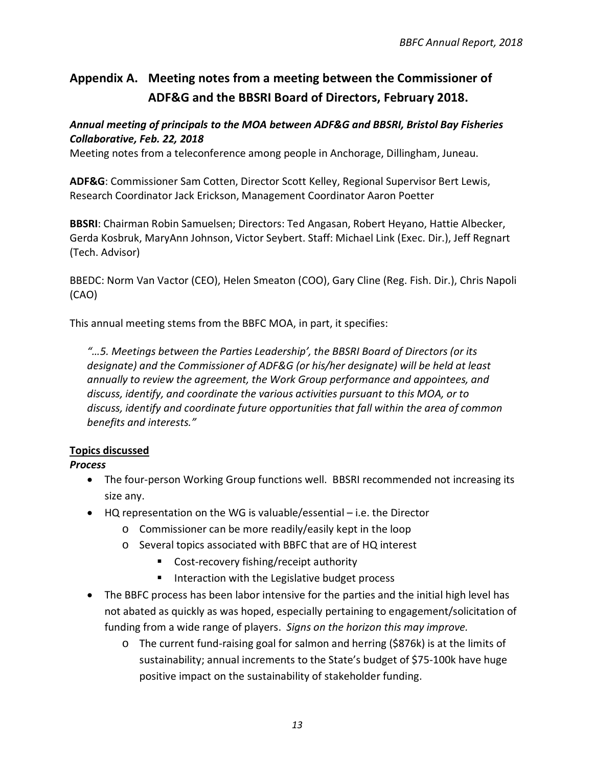## Appendix A. Meeting notes from a meeting between the Commissioner of ADF&G and the BBSRI Board of Directors, February 2018.

***Annual meeting of principals to the MOA between ADF&G and BBSRI, Bristol Bay Fisheries Collaborative, Feb. 22, 2018***

Meeting notes from a teleconference among people in Anchorage, Dillingham, Juneau.

**ADF&G**: Commissioner Sam Cotten, Director Scott Kelley, Regional Supervisor Bert Lewis, Research Coordinator Jack Erickson, Management Coordinator Aaron Poetter

**BBSRI**: Chairman Robin Samuelsen; Directors: Ted Angasan, Robert Heyano, Hattie Albecker, Gerda Kosbruk, MaryAnn Johnson, Victor Seybert. Staff: Michael Link (Exec. Dir.), Jeff Regnart (Tech. Advisor)

BBEDC: Norm Van Vactor (CEO), Helen Smeaton (COO), Gary Cline (Reg. Fish. Dir.), Chris Napoli (CAO)

This annual meeting stems from the BBFC MOA, in part, it specifies:

> *"…5. Meetings between the Parties Leadership', the BBSRI Board of Directors (or its designate) and the Commissioner of ADF&G (or his/her designate) will be held at least annually to review the agreement, the Work Group performance and appointees, and discuss, identify, and coordinate the various activities pursuant to this MOA, or to discuss, identify and coordinate future opportunities that fall within the area of common benefits and interests."*

**Topics discussed**

***Process***

- The four-person Working Group functions well. BBSRI recommended not increasing its size any.
- HQ representation on the WG is valuable/essential – i.e. the Director
  - Commissioner can be more readily/easily kept in the loop
  - Several topics associated with BBFC that are of HQ interest
    - Cost-recovery fishing/receipt authority
    - Interaction with the Legislative budget process
- The BBFC process has been labor intensive for the parties and the initial high level has not abated as quickly as was hoped, especially pertaining to engagement/solicitation of funding from a wide range of players. *Signs on the horizon this may improve.*
  - The current fund-raising goal for salmon and herring ($876k) is at the limits of sustainability; annual increments to the State's budget of $75-100k have huge positive impact on the sustainability of stakeholder funding.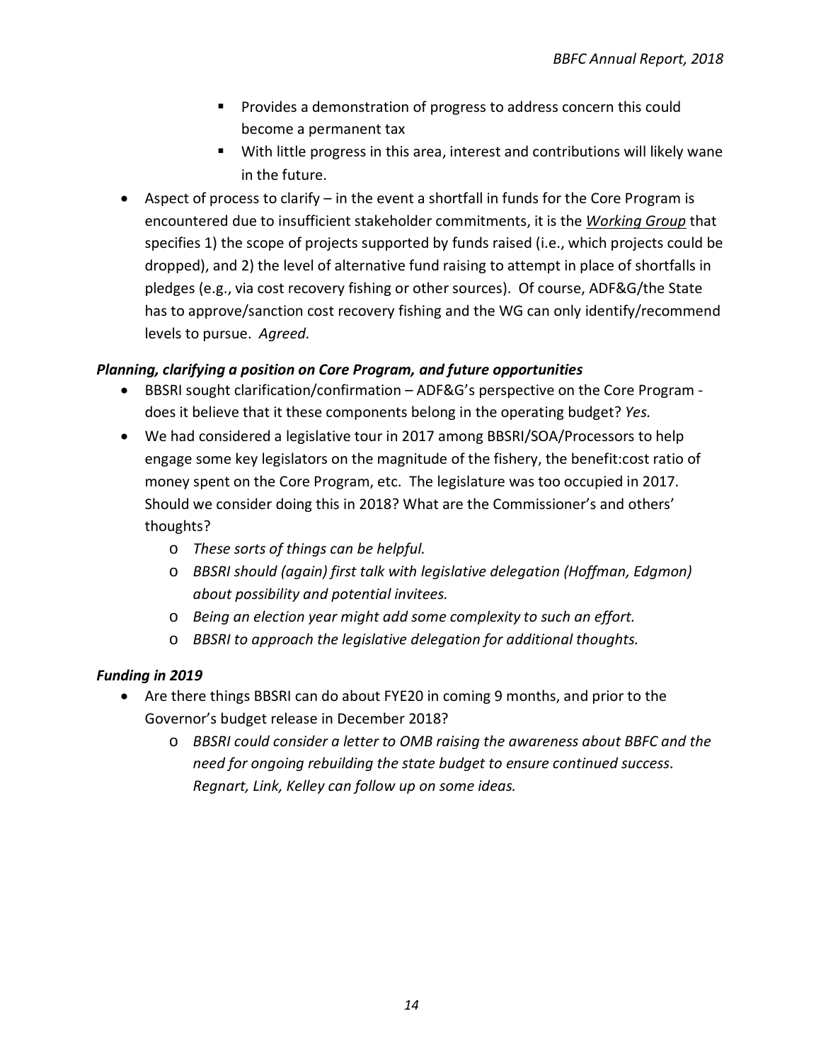- Provides a demonstration of progress to address concern this could become a permanent tax
    - With little progress in this area, interest and contributions will likely wane in the future.
- Aspect of process to clarify – in the event a shortfall in funds for the Core Program is encountered due to insufficient stakeholder commitments, it is the ***Working Group*** that specifies 1) the scope of projects supported by funds raised (i.e., which projects could be dropped), and 2) the level of alternative fund raising to attempt in place of shortfalls in pledges (e.g., via cost recovery fishing or other sources). Of course, ADF&G/the State has to approve/sanction cost recovery fishing and the WG can only identify/recommend levels to pursue. *Agreed.*

***Planning, clarifying a position on Core Program, and future opportunities***

- BBSRI sought clarification/confirmation – ADF&G's perspective on the Core Program - does it believe that it these components belong in the operating budget? *Yes.*
- We had considered a legislative tour in 2017 among BBSRI/SOA/Processors to help engage some key legislators on the magnitude of the fishery, the benefit:cost ratio of money spent on the Core Program, etc. The legislature was too occupied in 2017. Should we consider doing this in 2018? What are the Commissioner's and others' thoughts?
    - *These sorts of things can be helpful.*
    - *BBSRI should (again) first talk with legislative delegation (Hoffman, Edgmon) about possibility and potential invitees.*
    - *Being an election year might add some complexity to such an effort.*
    - *BBSRI to approach the legislative delegation for additional thoughts.*

***Funding in 2019***

- Are there things BBSRI can do about FYE20 in coming 9 months, and prior to the Governor's budget release in December 2018?
    - *BBSRI could consider a letter to OMB raising the awareness about BBFC and the need for ongoing rebuilding the state budget to ensure continued success. Regnart, Link, Kelley can follow up on some ideas.*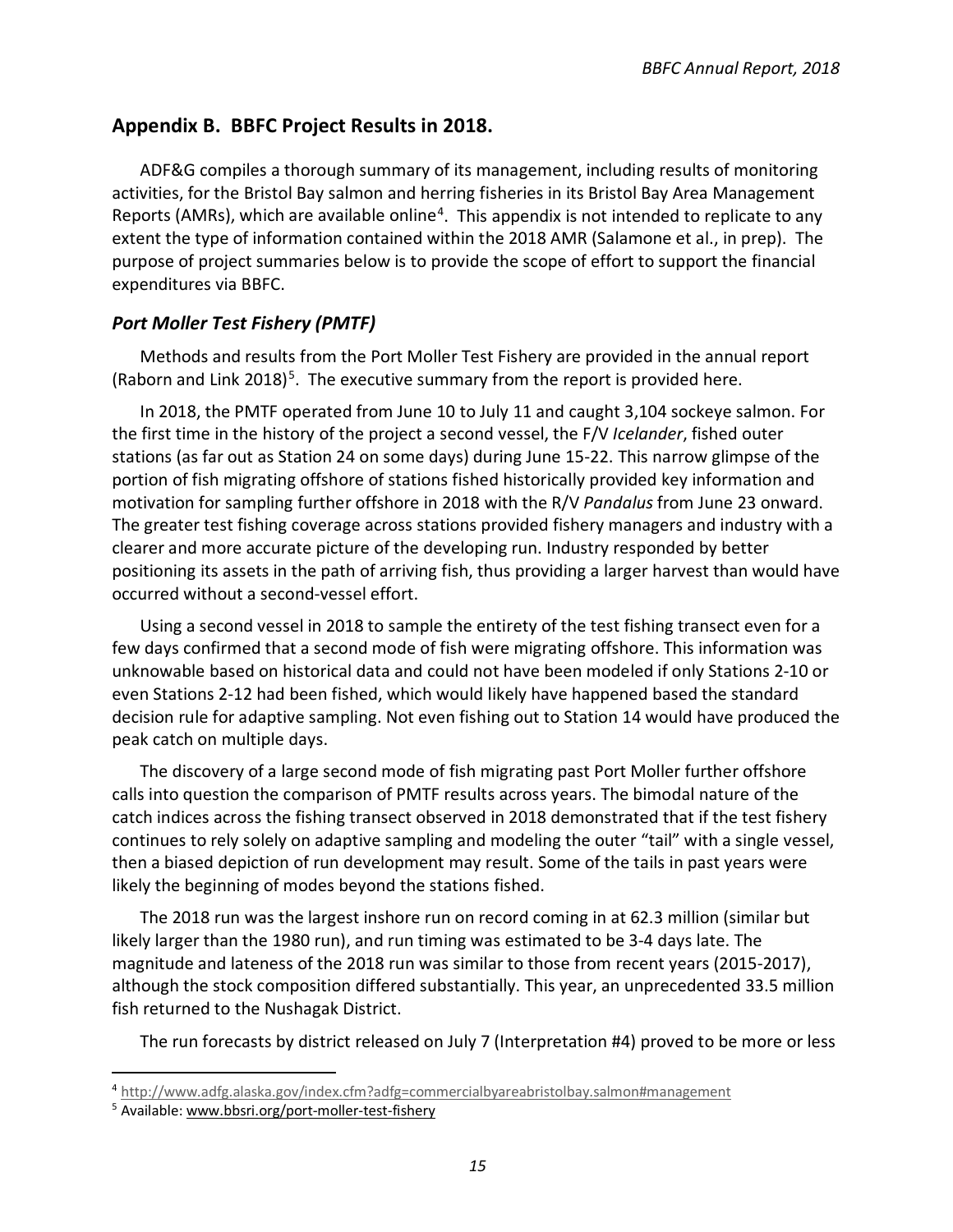## Appendix B. BBFC Project Results in 2018.

ADF&G compiles a thorough summary of its management, including results of monitoring activities, for the Bristol Bay salmon and herring fisheries in its Bristol Bay Area Management Reports (AMRs), which are available online[4]. This appendix is not intended to replicate to any extent the type of information contained within the 2018 AMR (Salamone et al., in prep). The purpose of project summaries below is to provide the scope of effort to support the financial expenditures via BBFC.

### *Port Moller Test Fishery (PMTF)*

Methods and results from the Port Moller Test Fishery are provided in the annual report (Raborn and Link 2018)[5]. The executive summary from the report is provided here.

In 2018, the PMTF operated from June 10 to July 11 and caught 3,104 sockeye salmon. For the first time in the history of the project a second vessel, the F/V *Icelander*, fished outer stations (as far out as Station 24 on some days) during June 15-22. This narrow glimpse of the portion of fish migrating offshore of stations fished historically provided key information and motivation for sampling further offshore in 2018 with the R/V *Pandalus* from June 23 onward. The greater test fishing coverage across stations provided fishery managers and industry with a clearer and more accurate picture of the developing run. Industry responded by better positioning its assets in the path of arriving fish, thus providing a larger harvest than would have occurred without a second-vessel effort.

Using a second vessel in 2018 to sample the entirety of the test fishing transect even for a few days confirmed that a second mode of fish were migrating offshore. This information was unknowable based on historical data and could not have been modeled if only Stations 2-10 or even Stations 2-12 had been fished, which would likely have happened based the standard decision rule for adaptive sampling. Not even fishing out to Station 14 would have produced the peak catch on multiple days.

The discovery of a large second mode of fish migrating past Port Moller further offshore calls into question the comparison of PMTF results across years. The bimodal nature of the catch indices across the fishing transect observed in 2018 demonstrated that if the test fishery continues to rely solely on adaptive sampling and modeling the outer "tail" with a single vessel, then a biased depiction of run development may result. Some of the tails in past years were likely the beginning of modes beyond the stations fished.

The 2018 run was the largest inshore run on record coming in at 62.3 million (similar but likely larger than the 1980 run), and run timing was estimated to be 3-4 days late. The magnitude and lateness of the 2018 run was similar to those from recent years (2015-2017), although the stock composition differed substantially. This year, an unprecedented 33.5 million fish returned to the Nushagak District.

The run forecasts by district released on July 7 (Interpretation #4) proved to be more or less

---

[4] http://www.adfg.alaska.gov/index.cfm?adfg=commercialbyareabristolbay.salmon#management

[5] Available: www.bbsri.org/port-moller-test-fishery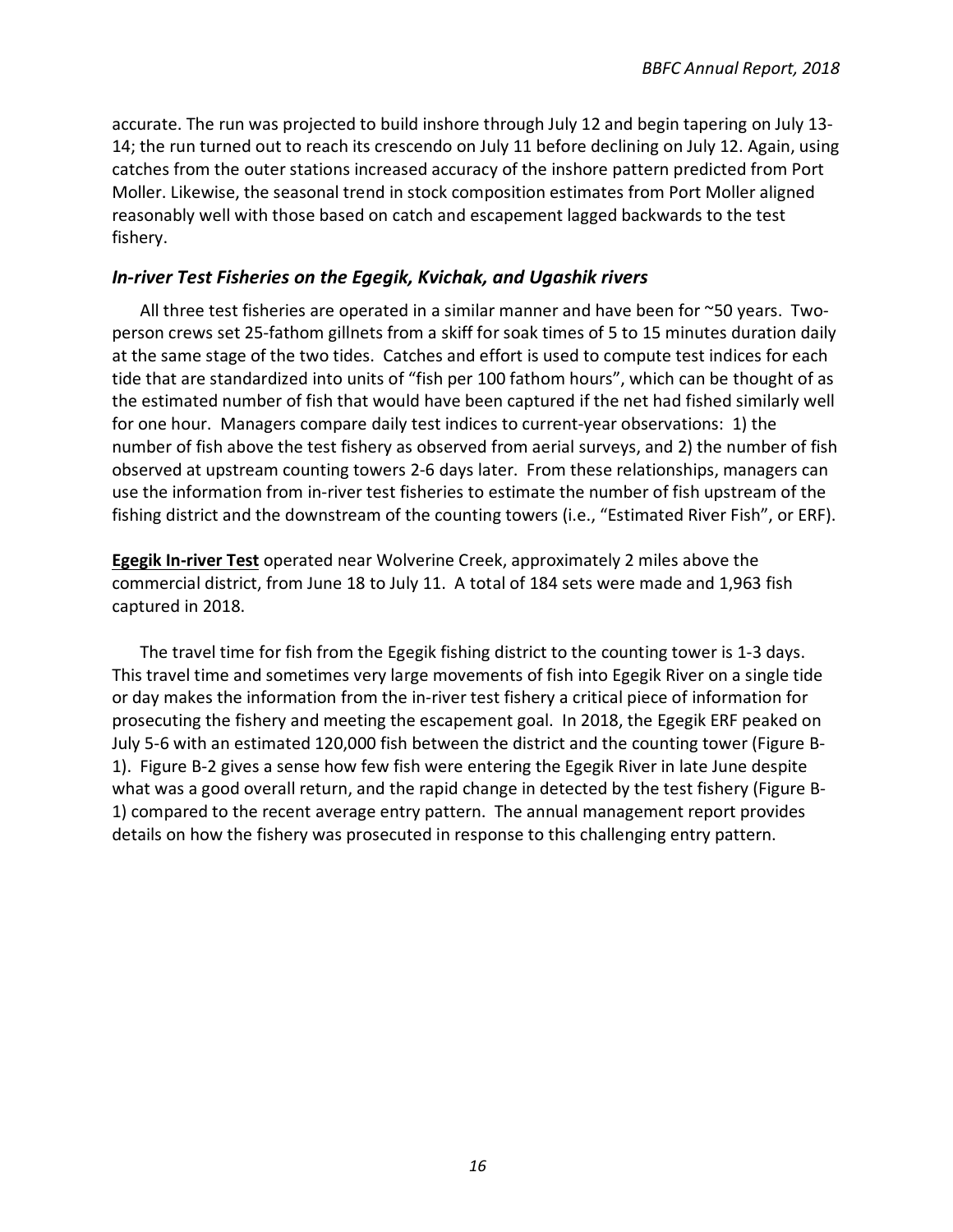accurate. The run was projected to build inshore through July 12 and begin tapering on July 13-14; the run turned out to reach its crescendo on July 11 before declining on July 12. Again, using catches from the outer stations increased accuracy of the inshore pattern predicted from Port Moller. Likewise, the seasonal trend in stock composition estimates from Port Moller aligned reasonably well with those based on catch and escapement lagged backwards to the test fishery.

### *In-river Test Fisheries on the Egegik, Kvichak, and Ugashik rivers*

All three test fisheries are operated in a similar manner and have been for ~50 years. Two-person crews set 25-fathom gillnets from a skiff for soak times of 5 to 15 minutes duration daily at the same stage of the two tides. Catches and effort is used to compute test indices for each tide that are standardized into units of "fish per 100 fathom hours", which can be thought of as the estimated number of fish that would have been captured if the net had fished similarly well for one hour. Managers compare daily test indices to current-year observations: 1) the number of fish above the test fishery as observed from aerial surveys, and 2) the number of fish observed at upstream counting towers 2-6 days later. From these relationships, managers can use the information from in-river test fisheries to estimate the number of fish upstream of the fishing district and the downstream of the counting towers (i.e., "Estimated River Fish", or ERF).

**Egegik In-river Test** operated near Wolverine Creek, approximately 2 miles above the commercial district, from June 18 to July 11. A total of 184 sets were made and 1,963 fish captured in 2018.

The travel time for fish from the Egegik fishing district to the counting tower is 1-3 days. This travel time and sometimes very large movements of fish into Egegik River on a single tide or day makes the information from the in-river test fishery a critical piece of information for prosecuting the fishery and meeting the escapement goal. In 2018, the Egegik ERF peaked on July 5-6 with an estimated 120,000 fish between the district and the counting tower (Figure B-1). Figure B-2 gives a sense how few fish were entering the Egegik River in late June despite what was a good overall return, and the rapid change in detected by the test fishery (Figure B-1) compared to the recent average entry pattern. The annual management report provides details on how the fishery was prosecuted in response to this challenging entry pattern.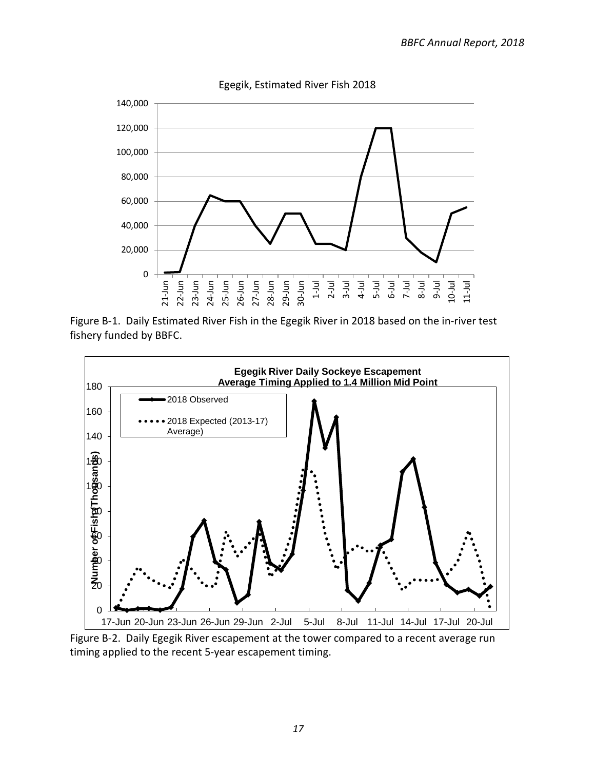Figure B-1. Daily Estimated River Fish in the Egegik River in 2018 based on the in-river test fishery funded by BBFC.

Figure B-2. Daily Egegik River escapement at the tower compared to a recent average run timing applied to the recent 5-year escapement timing.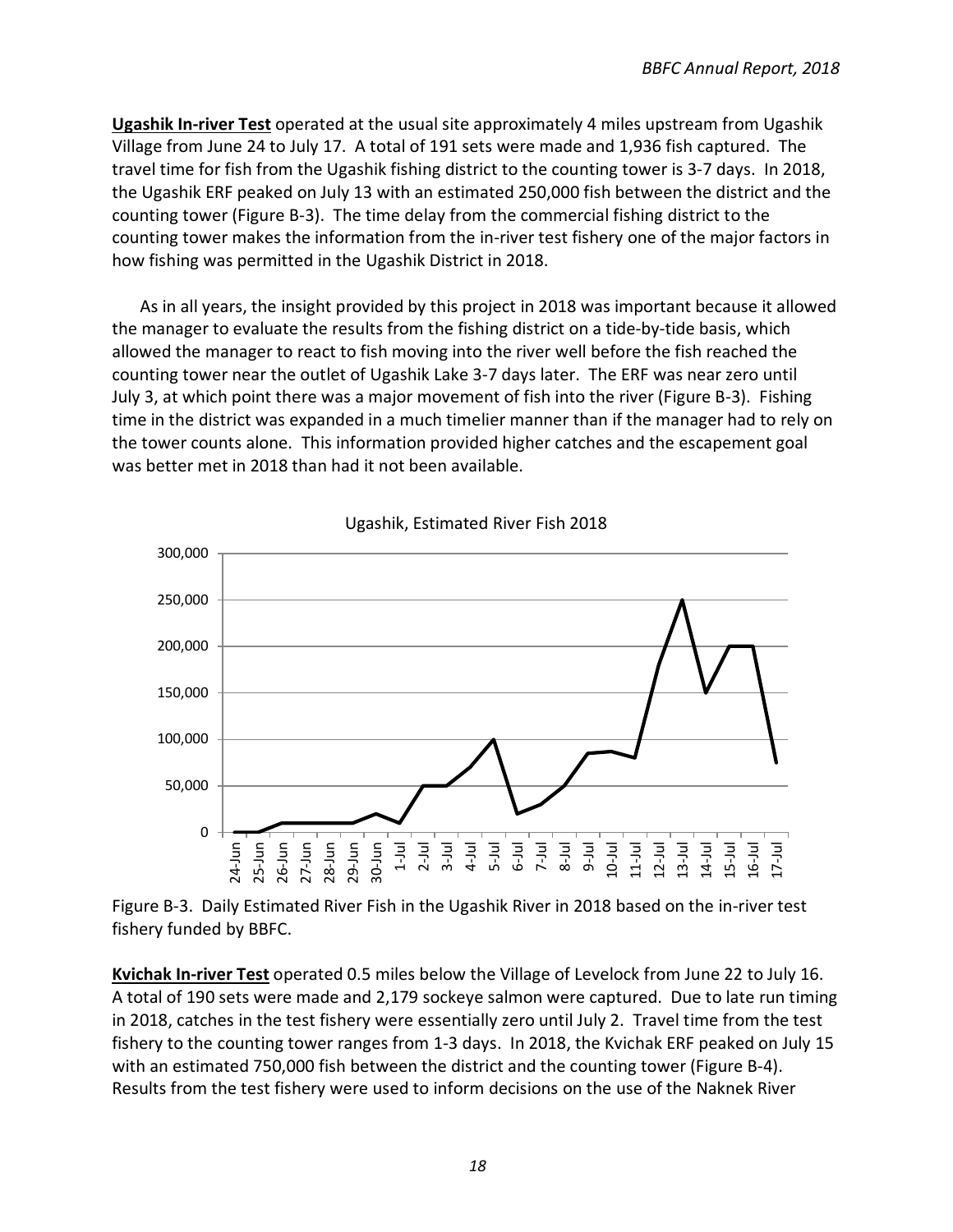**Ugashik In-river Test** operated at the usual site approximately 4 miles upstream from Ugashik Village from June 24 to July 17. A total of 191 sets were made and 1,936 fish captured. The travel time for fish from the Ugashik fishing district to the counting tower is 3-7 days. In 2018, the Ugashik ERF peaked on July 13 with an estimated 250,000 fish between the district and the counting tower (Figure B-3). The time delay from the commercial fishing district to the counting tower makes the information from the in-river test fishery one of the major factors in how fishing was permitted in the Ugashik District in 2018.

As in all years, the insight provided by this project in 2018 was important because it allowed the manager to evaluate the results from the fishing district on a tide-by-tide basis, which allowed the manager to react to fish moving into the river well before the fish reached the counting tower near the outlet of Ugashik Lake 3-7 days later. The ERF was near zero until July 3, at which point there was a major movement of fish into the river (Figure B-3). Fishing time in the district was expanded in a much timelier manner than if the manager had to rely on the tower counts alone. This information provided higher catches and the escapement goal was better met in 2018 than had it not been available.

Ugashik, Estimated River Fish 2018

Figure B-3. Daily Estimated River Fish in the Ugashik River in 2018 based on the in-river test fishery funded by BBFC.

**Kvichak In-river Test** operated 0.5 miles below the Village of Levelock from June 22 to July 16. A total of 190 sets were made and 2,179 sockeye salmon were captured. Due to late run timing in 2018, catches in the test fishery were essentially zero until July 2. Travel time from the test fishery to the counting tower ranges from 1-3 days. In 2018, the Kvichak ERF peaked on July 15 with an estimated 750,000 fish between the district and the counting tower (Figure B-4). Results from the test fishery were used to inform decisions on the use of the Naknek River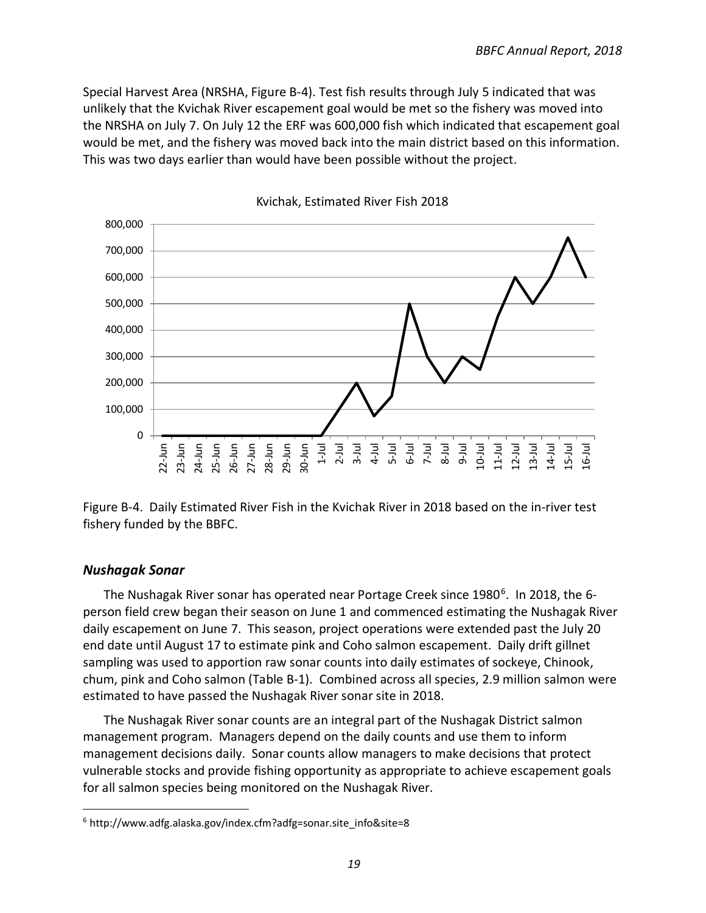Special Harvest Area (NRSHA, Figure B-4). Test fish results through July 5 indicated that was unlikely that the Kvichak River escapement goal would be met so the fishery was moved into the NRSHA on July 7. On July 12 the ERF was 600,000 fish which indicated that escapement goal would be met, and the fishery was moved back into the main district based on this information. This was two days earlier than would have been possible without the project.

Figure B-4. Daily Estimated River Fish in the Kvichak River in 2018 based on the in-river test fishery funded by the BBFC.

### *Nushagak Sonar*

The Nushagak River sonar has operated near Portage Creek since 1980[6]. In 2018, the 6-person field crew began their season on June 1 and commenced estimating the Nushagak River daily escapement on June 7. This season, project operations were extended past the July 20 end date until August 17 to estimate pink and Coho salmon escapement. Daily drift gillnet sampling was used to apportion raw sonar counts into daily estimates of sockeye, Chinook, chum, pink and Coho salmon (Table B-1). Combined across all species, 2.9 million salmon were estimated to have passed the Nushagak River sonar site in 2018.

The Nushagak River sonar counts are an integral part of the Nushagak District salmon management program. Managers depend on the daily counts and use them to inform management decisions daily. Sonar counts allow managers to make decisions that protect vulnerable stocks and provide fishing opportunity as appropriate to achieve escapement goals for all salmon species being monitored on the Nushagak River.

[6] http://www.adfg.alaska.gov/index.cfm?adfg=sonar.site_info&site=8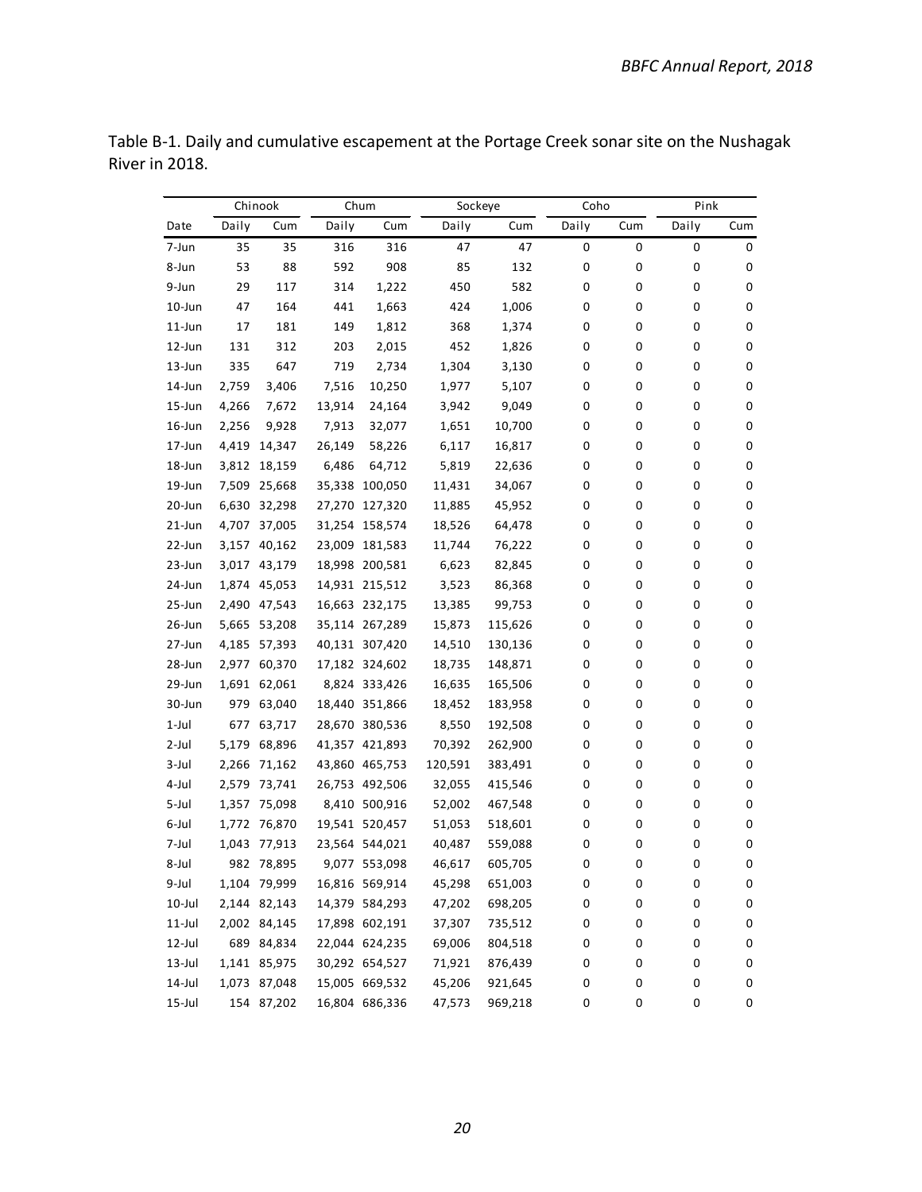Table B-1. Daily and cumulative escapement at the Portage Creek sonar site on the Nushagak River in 2018.

| | Chinook | | Chum | | Sockeye | | Coho | | Pink | |
|---|---|---|---|---|---|---|---|---|---|---|
| Date | Daily | Cum | Daily | Cum | Daily | Cum | Daily | Cum | Daily | Cum |
| 7-Jun | 35 | 35 | 316 | 316 | 47 | 47 | 0 | 0 | 0 | 0 |
| 8-Jun | 53 | 88 | 592 | 908 | 85 | 132 | 0 | 0 | 0 | 0 |
| 9-Jun | 29 | 117 | 314 | 1,222 | 450 | 582 | 0 | 0 | 0 | 0 |
| 10-Jun | 47 | 164 | 441 | 1,663 | 424 | 1,006 | 0 | 0 | 0 | 0 |
| 11-Jun | 17 | 181 | 149 | 1,812 | 368 | 1,374 | 0 | 0 | 0 | 0 |
| 12-Jun | 131 | 312 | 203 | 2,015 | 452 | 1,826 | 0 | 0 | 0 | 0 |
| 13-Jun | 335 | 647 | 719 | 2,734 | 1,304 | 3,130 | 0 | 0 | 0 | 0 |
| 14-Jun | 2,759 | 3,406 | 7,516 | 10,250 | 1,977 | 5,107 | 0 | 0 | 0 | 0 |
| 15-Jun | 4,266 | 7,672 | 13,914 | 24,164 | 3,942 | 9,049 | 0 | 0 | 0 | 0 |
| 16-Jun | 2,256 | 9,928 | 7,913 | 32,077 | 1,651 | 10,700 | 0 | 0 | 0 | 0 |
| 17-Jun | 4,419 | 14,347 | 26,149 | 58,226 | 6,117 | 16,817 | 0 | 0 | 0 | 0 |
| 18-Jun | 3,812 | 18,159 | 6,486 | 64,712 | 5,819 | 22,636 | 0 | 0 | 0 | 0 |
| 19-Jun | 7,509 | 25,668 | 35,338 | 100,050 | 11,431 | 34,067 | 0 | 0 | 0 | 0 |
| 20-Jun | 6,630 | 32,298 | 27,270 | 127,320 | 11,885 | 45,952 | 0 | 0 | 0 | 0 |
| 21-Jun | 4,707 | 37,005 | 31,254 | 158,574 | 18,526 | 64,478 | 0 | 0 | 0 | 0 |
| 22-Jun | 3,157 | 40,162 | 23,009 | 181,583 | 11,744 | 76,222 | 0 | 0 | 0 | 0 |
| 23-Jun | 3,017 | 43,179 | 18,998 | 200,581 | 6,623 | 82,845 | 0 | 0 | 0 | 0 |
| 24-Jun | 1,874 | 45,053 | 14,931 | 215,512 | 3,523 | 86,368 | 0 | 0 | 0 | 0 |
| 25-Jun | 2,490 | 47,543 | 16,663 | 232,175 | 13,385 | 99,753 | 0 | 0 | 0 | 0 |
| 26-Jun | 5,665 | 53,208 | 35,114 | 267,289 | 15,873 | 115,626 | 0 | 0 | 0 | 0 |
| 27-Jun | 4,185 | 57,393 | 40,131 | 307,420 | 14,510 | 130,136 | 0 | 0 | 0 | 0 |
| 28-Jun | 2,977 | 60,370 | 17,182 | 324,602 | 18,735 | 148,871 | 0 | 0 | 0 | 0 |
| 29-Jun | 1,691 | 62,061 | 8,824 | 333,426 | 16,635 | 165,506 | 0 | 0 | 0 | 0 |
| 30-Jun | 979 | 63,040 | 18,440 | 351,866 | 18,452 | 183,958 | 0 | 0 | 0 | 0 |
| 1-Jul | 677 | 63,717 | 28,670 | 380,536 | 8,550 | 192,508 | 0 | 0 | 0 | 0 |
| 2-Jul | 5,179 | 68,896 | 41,357 | 421,893 | 70,392 | 262,900 | 0 | 0 | 0 | 0 |
| 3-Jul | 2,266 | 71,162 | 43,860 | 465,753 | 120,591 | 383,491 | 0 | 0 | 0 | 0 |
| 4-Jul | 2,579 | 73,741 | 26,753 | 492,506 | 32,055 | 415,546 | 0 | 0 | 0 | 0 |
| 5-Jul | 1,357 | 75,098 | 8,410 | 500,916 | 52,002 | 467,548 | 0 | 0 | 0 | 0 |
| 6-Jul | 1,772 | 76,870 | 19,541 | 520,457 | 51,053 | 518,601 | 0 | 0 | 0 | 0 |
| 7-Jul | 1,043 | 77,913 | 23,564 | 544,021 | 40,487 | 559,088 | 0 | 0 | 0 | 0 |
| 8-Jul | 982 | 78,895 | 9,077 | 553,098 | 46,617 | 605,705 | 0 | 0 | 0 | 0 |
| 9-Jul | 1,104 | 79,999 | 16,816 | 569,914 | 45,298 | 651,003 | 0 | 0 | 0 | 0 |
| 10-Jul | 2,144 | 82,143 | 14,379 | 584,293 | 47,202 | 698,205 | 0 | 0 | 0 | 0 |
| 11-Jul | 2,002 | 84,145 | 17,898 | 602,191 | 37,307 | 735,512 | 0 | 0 | 0 | 0 |
| 12-Jul | 689 | 84,834 | 22,044 | 624,235 | 69,006 | 804,518 | 0 | 0 | 0 | 0 |
| 13-Jul | 1,141 | 85,975 | 30,292 | 654,527 | 71,921 | 876,439 | 0 | 0 | 0 | 0 |
| 14-Jul | 1,073 | 87,048 | 15,005 | 669,532 | 45,206 | 921,645 | 0 | 0 | 0 | 0 |
| 15-Jul | 154 | 87,202 | 16,804 | 686,336 | 47,573 | 969,218 | 0 | 0 | 0 | 0 |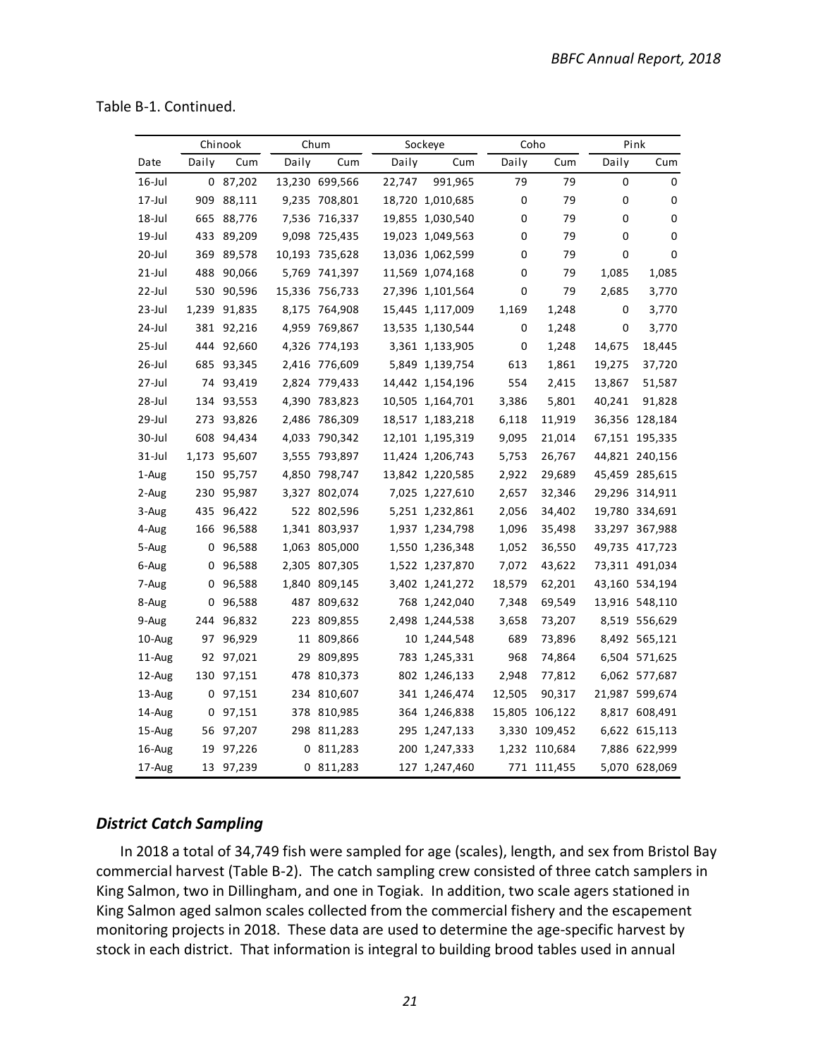Table B-1. Continued.

| | Chinook | | Chum | | Sockeye | | Coho | | Pink | |
|---|---|---|---|---|---|---|---|---|---|---|
| Date | Daily | Cum | Daily | Cum | Daily | Cum | Daily | Cum | Daily | Cum |
| 16-Jul | 0 | 87,202 | 13,230 | 699,566 | 22,747 | 991,965 | 79 | 79 | 0 | 0 |
| 17-Jul | 909 | 88,111 | 9,235 | 708,801 | 18,720 | 1,010,685 | 0 | 79 | 0 | 0 |
| 18-Jul | 665 | 88,776 | 7,536 | 716,337 | 19,855 | 1,030,540 | 0 | 79 | 0 | 0 |
| 19-Jul | 433 | 89,209 | 9,098 | 725,435 | 19,023 | 1,049,563 | 0 | 79 | 0 | 0 |
| 20-Jul | 369 | 89,578 | 10,193 | 735,628 | 13,036 | 1,062,599 | 0 | 79 | 0 | 0 |
| 21-Jul | 488 | 90,066 | 5,769 | 741,397 | 11,569 | 1,074,168 | 0 | 79 | 1,085 | 1,085 |
| 22-Jul | 530 | 90,596 | 15,336 | 756,733 | 27,396 | 1,101,564 | 0 | 79 | 2,685 | 3,770 |
| 23-Jul | 1,239 | 91,835 | 8,175 | 764,908 | 15,445 | 1,117,009 | 1,169 | 1,248 | 0 | 3,770 |
| 24-Jul | 381 | 92,216 | 4,959 | 769,867 | 13,535 | 1,130,544 | 0 | 1,248 | 0 | 3,770 |
| 25-Jul | 444 | 92,660 | 4,326 | 774,193 | 3,361 | 1,133,905 | 0 | 1,248 | 14,675 | 18,445 |
| 26-Jul | 685 | 93,345 | 2,416 | 776,609 | 5,849 | 1,139,754 | 613 | 1,861 | 19,275 | 37,720 |
| 27-Jul | 74 | 93,419 | 2,824 | 779,433 | 14,442 | 1,154,196 | 554 | 2,415 | 13,867 | 51,587 |
| 28-Jul | 134 | 93,553 | 4,390 | 783,823 | 10,505 | 1,164,701 | 3,386 | 5,801 | 40,241 | 91,828 |
| 29-Jul | 273 | 93,826 | 2,486 | 786,309 | 18,517 | 1,183,218 | 6,118 | 11,919 | 36,356 | 128,184 |
| 30-Jul | 608 | 94,434 | 4,033 | 790,342 | 12,101 | 1,195,319 | 9,095 | 21,014 | 67,151 | 195,335 |
| 31-Jul | 1,173 | 95,607 | 3,555 | 793,897 | 11,424 | 1,206,743 | 5,753 | 26,767 | 44,821 | 240,156 |
| 1-Aug | 150 | 95,757 | 4,850 | 798,747 | 13,842 | 1,220,585 | 2,922 | 29,689 | 45,459 | 285,615 |
| 2-Aug | 230 | 95,987 | 3,327 | 802,074 | 7,025 | 1,227,610 | 2,657 | 32,346 | 29,296 | 314,911 |
| 3-Aug | 435 | 96,422 | 522 | 802,596 | 5,251 | 1,232,861 | 2,056 | 34,402 | 19,780 | 334,691 |
| 4-Aug | 166 | 96,588 | 1,341 | 803,937 | 1,937 | 1,234,798 | 1,096 | 35,498 | 33,297 | 367,988 |
| 5-Aug | 0 | 96,588 | 1,063 | 805,000 | 1,550 | 1,236,348 | 1,052 | 36,550 | 49,735 | 417,723 |
| 6-Aug | 0 | 96,588 | 2,305 | 807,305 | 1,522 | 1,237,870 | 7,072 | 43,622 | 73,311 | 491,034 |
| 7-Aug | 0 | 96,588 | 1,840 | 809,145 | 3,402 | 1,241,272 | 18,579 | 62,201 | 43,160 | 534,194 |
| 8-Aug | 0 | 96,588 | 487 | 809,632 | 768 | 1,242,040 | 7,348 | 69,549 | 13,916 | 548,110 |
| 9-Aug | 244 | 96,832 | 223 | 809,855 | 2,498 | 1,244,538 | 3,658 | 73,207 | 8,519 | 556,629 |
| 10-Aug | 97 | 96,929 | 11 | 809,866 | 10 | 1,244,548 | 689 | 73,896 | 8,492 | 565,121 |
| 11-Aug | 92 | 97,021 | 29 | 809,895 | 783 | 1,245,331 | 968 | 74,864 | 6,504 | 571,625 |
| 12-Aug | 130 | 97,151 | 478 | 810,373 | 802 | 1,246,133 | 2,948 | 77,812 | 6,062 | 577,687 |
| 13-Aug | 0 | 97,151 | 234 | 810,607 | 341 | 1,246,474 | 12,505 | 90,317 | 21,987 | 599,674 |
| 14-Aug | 0 | 97,151 | 378 | 810,985 | 364 | 1,246,838 | 15,805 | 106,122 | 8,817 | 608,491 |
| 15-Aug | 56 | 97,207 | 298 | 811,283 | 295 | 1,247,133 | 3,330 | 109,452 | 6,622 | 615,113 |
| 16-Aug | 19 | 97,226 | 0 | 811,283 | 200 | 1,247,333 | 1,232 | 110,684 | 7,886 | 622,999 |
| 17-Aug | 13 | 97,239 | 0 | 811,283 | 127 | 1,247,460 | 771 | 111,455 | 5,070 | 628,069 |

### *District Catch Sampling*

In 2018 a total of 34,749 fish were sampled for age (scales), length, and sex from Bristol Bay commercial harvest (Table B-2). The catch sampling crew consisted of three catch samplers in King Salmon, two in Dillingham, and one in Togiak. In addition, two scale agers stationed in King Salmon aged salmon scales collected from the commercial fishery and the escapement monitoring projects in 2018. These data are used to determine the age-specific harvest by stock in each district. That information is integral to building brood tables used in annual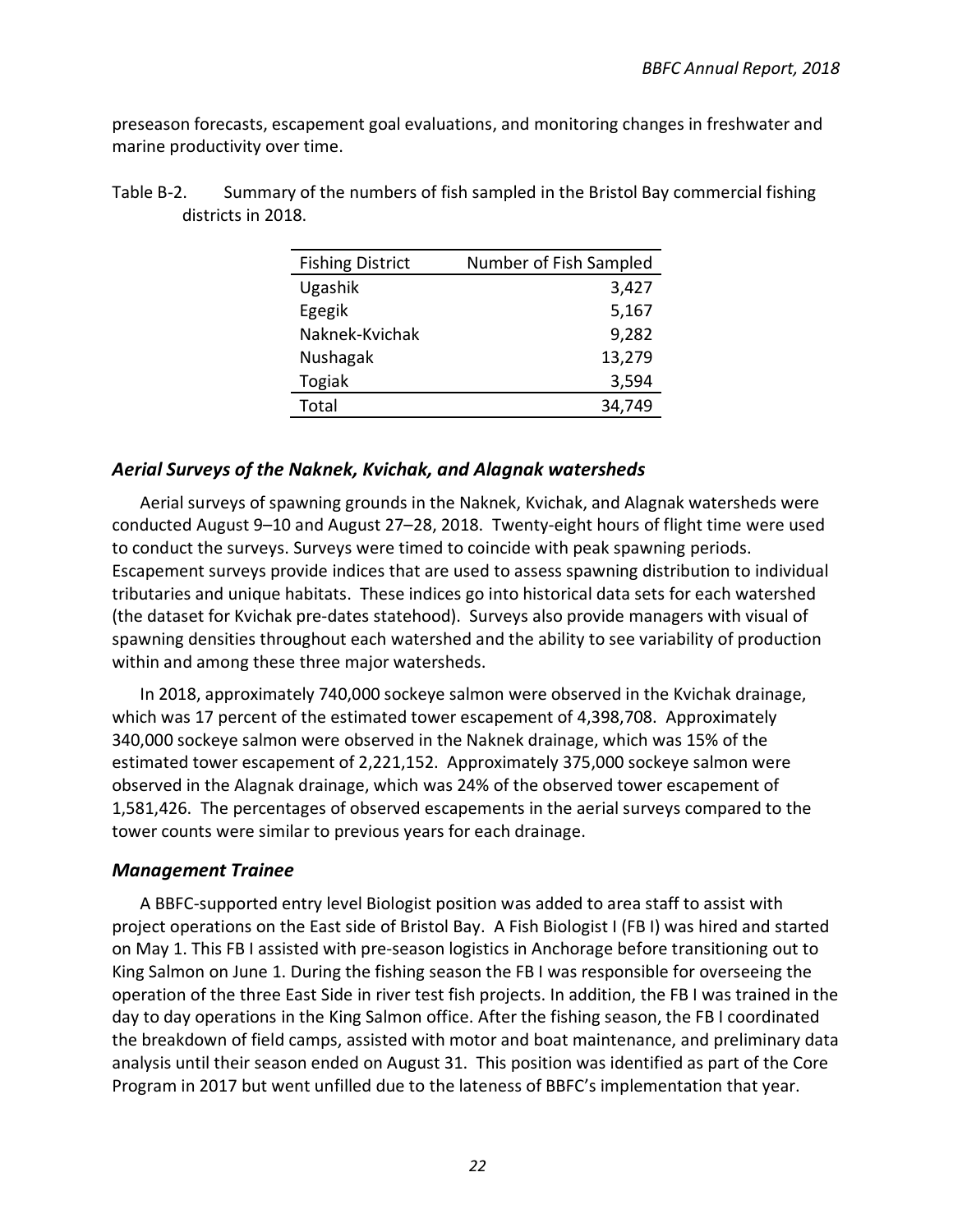preseason forecasts, escapement goal evaluations, and monitoring changes in freshwater and marine productivity over time.

Table B-2. Summary of the numbers of fish sampled in the Bristol Bay commercial fishing districts in 2018.

| Fishing District | Number of Fish Sampled |
| --- | ---: |
| Ugashik | 3,427 |
| Egegik | 5,167 |
| Naknek-Kvichak | 9,282 |
| Nushagak | 13,279 |
| Togiak | 3,594 |
| Total | 34,749 |

### *Aerial Surveys of the Naknek, Kvichak, and Alagnak watersheds*

Aerial surveys of spawning grounds in the Naknek, Kvichak, and Alagnak watersheds were conducted August 9–10 and August 27–28, 2018. Twenty-eight hours of flight time were used to conduct the surveys. Surveys were timed to coincide with peak spawning periods. Escapement surveys provide indices that are used to assess spawning distribution to individual tributaries and unique habitats. These indices go into historical data sets for each watershed (the dataset for Kvichak pre-dates statehood). Surveys also provide managers with visual of spawning densities throughout each watershed and the ability to see variability of production within and among these three major watersheds.

In 2018, approximately 740,000 sockeye salmon were observed in the Kvichak drainage, which was 17 percent of the estimated tower escapement of 4,398,708. Approximately 340,000 sockeye salmon were observed in the Naknek drainage, which was 15% of the estimated tower escapement of 2,221,152. Approximately 375,000 sockeye salmon were observed in the Alagnak drainage, which was 24% of the observed tower escapement of 1,581,426. The percentages of observed escapements in the aerial surveys compared to the tower counts were similar to previous years for each drainage.

### *Management Trainee*

A BBFC-supported entry level Biologist position was added to area staff to assist with project operations on the East side of Bristol Bay. A Fish Biologist I (FB I) was hired and started on May 1. This FB I assisted with pre-season logistics in Anchorage before transitioning out to King Salmon on June 1. During the fishing season the FB I was responsible for overseeing the operation of the three East Side in river test fish projects. In addition, the FB I was trained in the day to day operations in the King Salmon office. After the fishing season, the FB I coordinated the breakdown of field camps, assisted with motor and boat maintenance, and preliminary data analysis until their season ended on August 31. This position was identified as part of the Core Program in 2017 but went unfilled due to the lateness of BBFC's implementation that year.